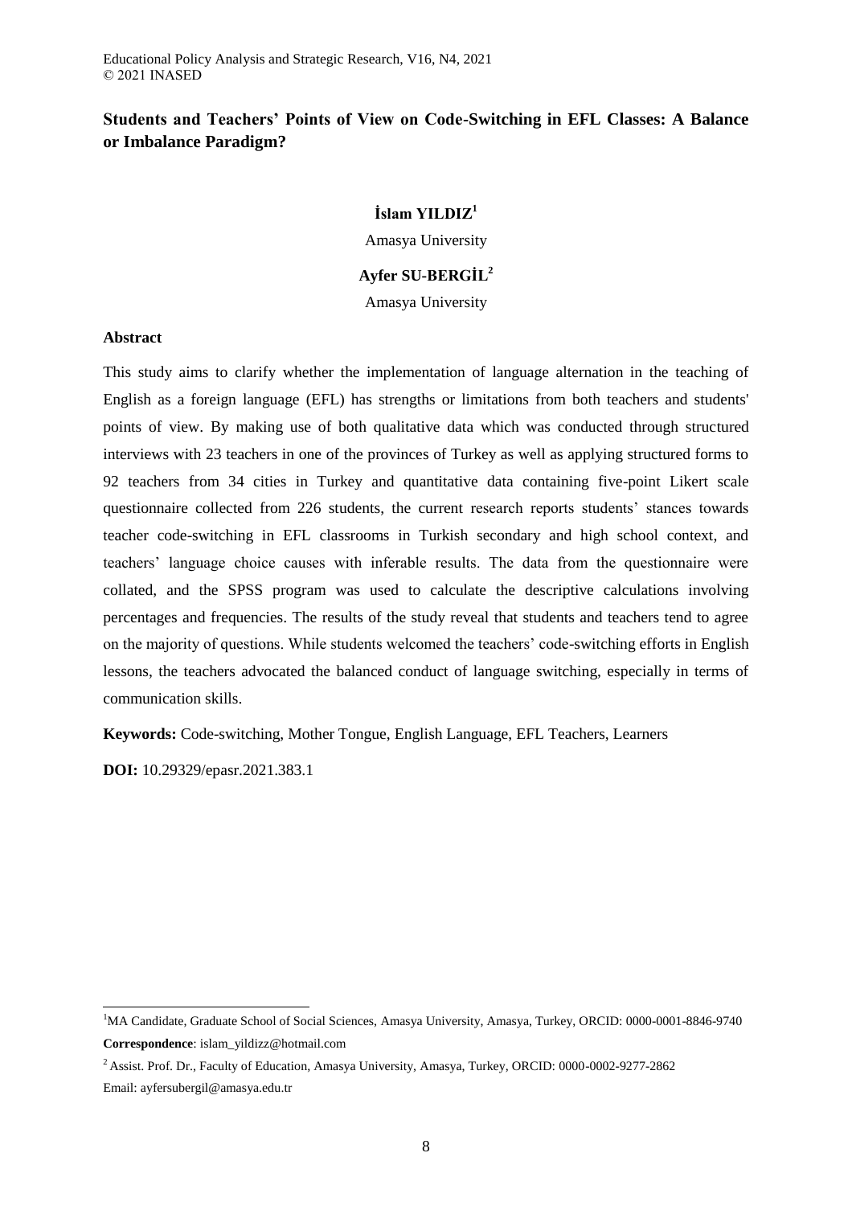# Students and Teachers' Points of View on Code-Switching in EFL Classes: A Balance or Imbalance Paradigm?

**İslam YILDIZ**[1]

Amasya University

**Ayfer SU-BERGİL**[2]

Amasya University

## Abstract

This study aims to clarify whether the implementation of language alternation in the teaching of English as a foreign language (EFL) has strengths or limitations from both teachers and students' points of view. By making use of both qualitative data which was conducted through structured interviews with 23 teachers in one of the provinces of Turkey as well as applying structured forms to 92 teachers from 34 cities in Turkey and quantitative data containing five-point Likert scale questionnaire collected from 226 students, the current research reports students' stances towards teacher code-switching in EFL classrooms in Turkish secondary and high school context, and teachers' language choice causes with inferable results. The data from the questionnaire were collated, and the SPSS program was used to calculate the descriptive calculations involving percentages and frequencies. The results of the study reveal that students and teachers tend to agree on the majority of questions. While students welcomed the teachers' code-switching efforts in English lessons, the teachers advocated the balanced conduct of language switching, especially in terms of communication skills.

**Keywords:** Code-switching, Mother Tongue, English Language, EFL Teachers, Learners

**DOI:** 10.29329/epasr.2021.383.1

---

[1]MA Candidate, Graduate School of Social Sciences, Amasya University, Amasya, Turkey, ORCID: 0000-0001-8846-9740

**Correspondence**: islam_yildizz@hotmail.com

[2] Assist. Prof. Dr., Faculty of Education, Amasya University, Amasya, Turkey, ORCID: 0000-0002-9277-2862

Email: ayfersubergil@amasya.edu.tr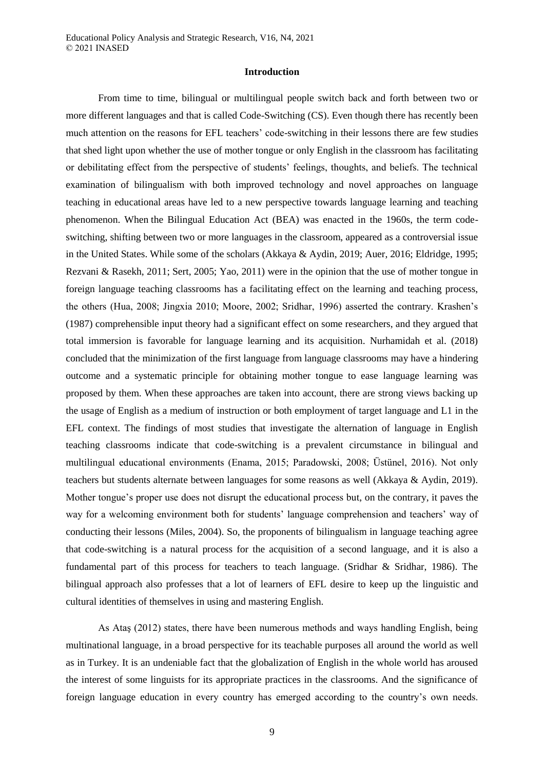## Introduction

From time to time, bilingual or multilingual people switch back and forth between two or more different languages and that is called Code-Switching (CS). Even though there has recently been much attention on the reasons for EFL teachers' code-switching in their lessons there are few studies that shed light upon whether the use of mother tongue or only English in the classroom has facilitating or debilitating effect from the perspective of students' feelings, thoughts, and beliefs. The technical examination of bilingualism with both improved technology and novel approaches on language teaching in educational areas have led to a new perspective towards language learning and teaching phenomenon. When the Bilingual Education Act (BEA) was enacted in the 1960s, the term code-switching, shifting between two or more languages in the classroom, appeared as a controversial issue in the United States. While some of the scholars (Akkaya & Aydin, 2019; Auer, 2016; Eldridge, 1995; Rezvani & Rasekh, 2011; Sert, 2005; Yao, 2011) were in the opinion that the use of mother tongue in foreign language teaching classrooms has a facilitating effect on the learning and teaching process, the others (Hua, 2008; Jingxia 2010; Moore, 2002; Sridhar, 1996) asserted the contrary. Krashen's (1987) comprehensible input theory had a significant effect on some researchers, and they argued that total immersion is favorable for language learning and its acquisition. Nurhamidah et al. (2018) concluded that the minimization of the first language from language classrooms may have a hindering outcome and a systematic principle for obtaining mother tongue to ease language learning was proposed by them. When these approaches are taken into account, there are strong views backing up the usage of English as a medium of instruction or both employment of target language and L1 in the EFL context. The findings of most studies that investigate the alternation of language in English teaching classrooms indicate that code-switching is a prevalent circumstance in bilingual and multilingual educational environments (Enama, 2015; Paradowski, 2008; Üstünel, 2016). Not only teachers but students alternate between languages for some reasons as well (Akkaya & Aydin, 2019). Mother tongue's proper use does not disrupt the educational process but, on the contrary, it paves the way for a welcoming environment both for students' language comprehension and teachers' way of conducting their lessons (Miles, 2004). So, the proponents of bilingualism in language teaching agree that code-switching is a natural process for the acquisition of a second language, and it is also a fundamental part of this process for teachers to teach language. (Sridhar & Sridhar, 1986). The bilingual approach also professes that a lot of learners of EFL desire to keep up the linguistic and cultural identities of themselves in using and mastering English.

As Ataş (2012) states, there have been numerous methods and ways handling English, being multinational language, in a broad perspective for its teachable purposes all around the world as well as in Turkey. It is an undeniable fact that the globalization of English in the whole world has aroused the interest of some linguists for its appropriate practices in the classrooms. And the significance of foreign language education in every country has emerged according to the country's own needs.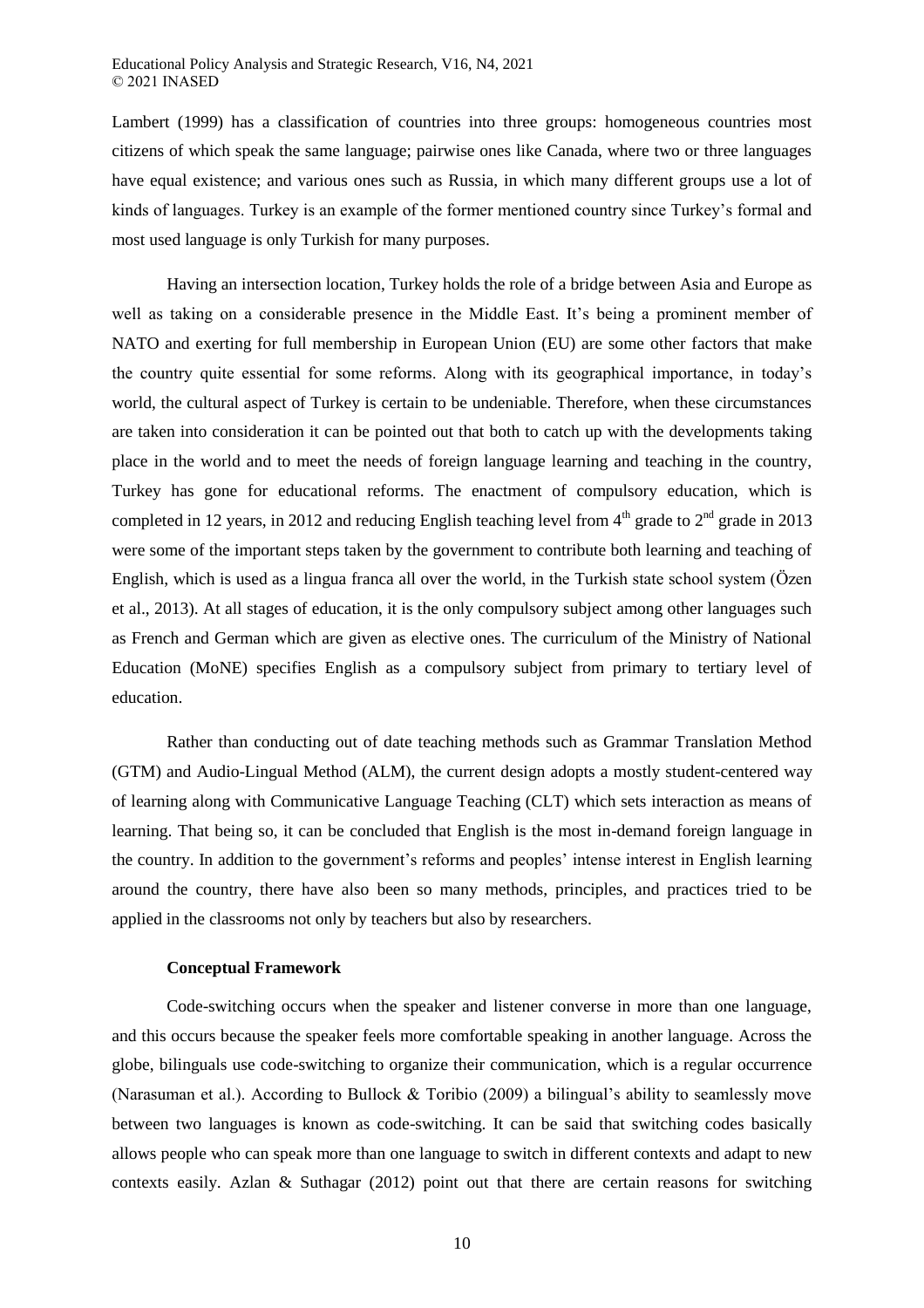Lambert (1999) has a classification of countries into three groups: homogeneous countries most citizens of which speak the same language; pairwise ones like Canada, where two or three languages have equal existence; and various ones such as Russia, in which many different groups use a lot of kinds of languages. Turkey is an example of the former mentioned country since Turkey's formal and most used language is only Turkish for many purposes.

Having an intersection location, Turkey holds the role of a bridge between Asia and Europe as well as taking on a considerable presence in the Middle East. It's being a prominent member of NATO and exerting for full membership in European Union (EU) are some other factors that make the country quite essential for some reforms. Along with its geographical importance, in today's world, the cultural aspect of Turkey is certain to be undeniable. Therefore, when these circumstances are taken into consideration it can be pointed out that both to catch up with the developments taking place in the world and to meet the needs of foreign language learning and teaching in the country, Turkey has gone for educational reforms. The enactment of compulsory education, which is completed in 12 years, in 2012 and reducing English teaching level from 4th grade to 2nd grade in 2013 were some of the important steps taken by the government to contribute both learning and teaching of English, which is used as a lingua franca all over the world, in the Turkish state school system (Özen et al., 2013). At all stages of education, it is the only compulsory subject among other languages such as French and German which are given as elective ones. The curriculum of the Ministry of National Education (MoNE) specifies English as a compulsory subject from primary to tertiary level of education.

Rather than conducting out of date teaching methods such as Grammar Translation Method (GTM) and Audio-Lingual Method (ALM), the current design adopts a mostly student-centered way of learning along with Communicative Language Teaching (CLT) which sets interaction as means of learning. That being so, it can be concluded that English is the most in-demand foreign language in the country. In addition to the government's reforms and peoples' intense interest in English learning around the country, there have also been so many methods, principles, and practices tried to be applied in the classrooms not only by teachers but also by researchers.

**Conceptual Framework**

Code-switching occurs when the speaker and listener converse in more than one language, and this occurs because the speaker feels more comfortable speaking in another language. Across the globe, bilinguals use code-switching to organize their communication, which is a regular occurrence (Narasuman et al.). According to Bullock & Toribio (2009) a bilingual's ability to seamlessly move between two languages is known as code-switching. It can be said that switching codes basically allows people who can speak more than one language to switch in different contexts and adapt to new contexts easily. Azlan & Suthagar (2012) point out that there are certain reasons for switching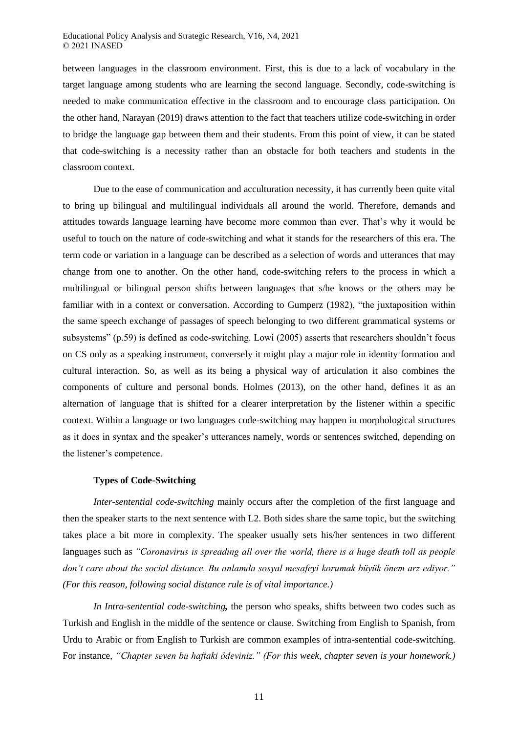between languages in the classroom environment. First, this is due to a lack of vocabulary in the target language among students who are learning the second language. Secondly, code-switching is needed to make communication effective in the classroom and to encourage class participation. On the other hand, Narayan (2019) draws attention to the fact that teachers utilize code-switching in order to bridge the language gap between them and their students. From this point of view, it can be stated that code-switching is a necessity rather than an obstacle for both teachers and students in the classroom context.

Due to the ease of communication and acculturation necessity, it has currently been quite vital to bring up bilingual and multilingual individuals all around the world. Therefore, demands and attitudes towards language learning have become more common than ever. That's why it would be useful to touch on the nature of code-switching and what it stands for the researchers of this era. The term code or variation in a language can be described as a selection of words and utterances that may change from one to another. On the other hand, code-switching refers to the process in which a multilingual or bilingual person shifts between languages that s/he knows or the others may be familiar with in a context or conversation. According to Gumperz (1982), "the juxtaposition within the same speech exchange of passages of speech belonging to two different grammatical systems or subsystems" (p.59) is defined as code-switching. Lowi (2005) asserts that researchers shouldn't focus on CS only as a speaking instrument, conversely it might play a major role in identity formation and cultural interaction. So, as well as its being a physical way of articulation it also combines the components of culture and personal bonds. Holmes (2013), on the other hand, defines it as an alternation of language that is shifted for a clearer interpretation by the listener within a specific context. Within a language or two languages code-switching may happen in morphological structures as it does in syntax and the speaker's utterances namely, words or sentences switched, depending on the listener's competence.

### Types of Code-Switching

*Inter-sentential code-switching* mainly occurs after the completion of the first language and then the speaker starts to the next sentence with L2. Both sides share the same topic, but the switching takes place a bit more in complexity. The speaker usually sets his/her sentences in two different languages such as *"Coronavirus is spreading all over the world, there is a huge death toll as people don't care about the social distance. Bu anlamda sosyal mesafeyi korumak büyük önem arz ediyor." (For this reason, following social distance rule is of vital importance.)*

*In Intra-sentential code-switching,* the person who speaks, shifts between two codes such as Turkish and English in the middle of the sentence or clause. Switching from English to Spanish, from Urdu to Arabic or from English to Turkish are common examples of intra-sentential code-switching. For instance, *"Chapter seven bu haftaki ödeviniz." (For this week, chapter seven is your homework.)*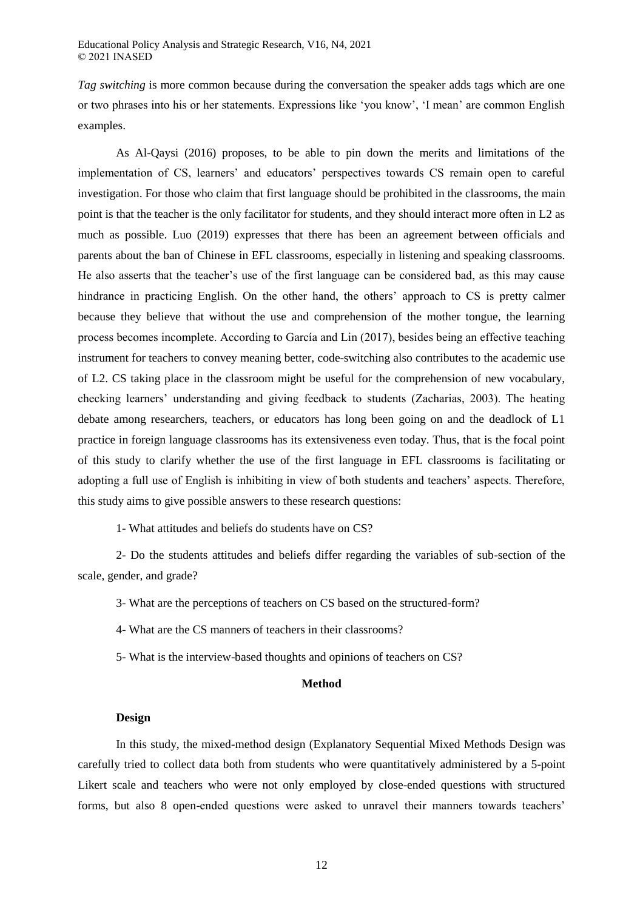*Tag switching* is more common because during the conversation the speaker adds tags which are one or two phrases into his or her statements. Expressions like 'you know', 'I mean' are common English examples.

As Al-Qaysi (2016) proposes, to be able to pin down the merits and limitations of the implementation of CS, learners' and educators' perspectives towards CS remain open to careful investigation. For those who claim that first language should be prohibited in the classrooms, the main point is that the teacher is the only facilitator for students, and they should interact more often in L2 as much as possible. Luo (2019) expresses that there has been an agreement between officials and parents about the ban of Chinese in EFL classrooms, especially in listening and speaking classrooms. He also asserts that the teacher's use of the first language can be considered bad, as this may cause hindrance in practicing English. On the other hand, the others' approach to CS is pretty calmer because they believe that without the use and comprehension of the mother tongue, the learning process becomes incomplete. According to García and Lin (2017), besides being an effective teaching instrument for teachers to convey meaning better, code-switching also contributes to the academic use of L2. CS taking place in the classroom might be useful for the comprehension of new vocabulary, checking learners' understanding and giving feedback to students (Zacharias, 2003). The heating debate among researchers, teachers, or educators has long been going on and the deadlock of L1 practice in foreign language classrooms has its extensiveness even today. Thus, that is the focal point of this study to clarify whether the use of the first language in EFL classrooms is facilitating or adopting a full use of English is inhibiting in view of both students and teachers' aspects. Therefore, this study aims to give possible answers to these research questions:

1- What attitudes and beliefs do students have on CS?

2- Do the students attitudes and beliefs differ regarding the variables of sub-section of the scale, gender, and grade?

3- What are the perceptions of teachers on CS based on the structured-form?

4- What are the CS manners of teachers in their classrooms?

5- What is the interview-based thoughts and opinions of teachers on CS?

## Method

### Design

In this study, the mixed-method design (Explanatory Sequential Mixed Methods Design was carefully tried to collect data both from students who were quantitatively administered by a 5-point Likert scale and teachers who were not only employed by close-ended questions with structured forms, but also 8 open-ended questions were asked to unravel their manners towards teachers'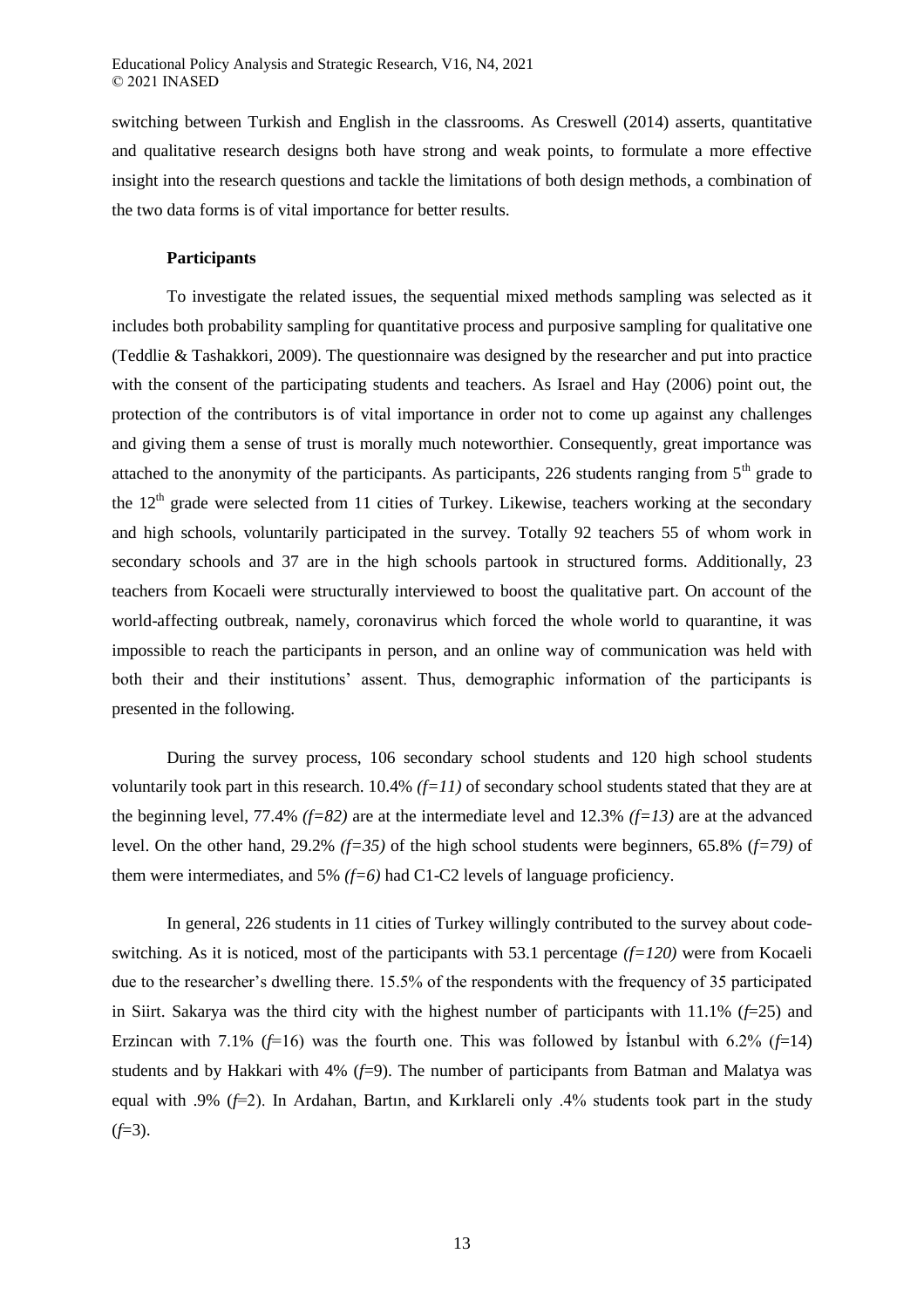switching between Turkish and English in the classrooms. As Creswell (2014) asserts, quantitative and qualitative research designs both have strong and weak points, to formulate a more effective insight into the research questions and tackle the limitations of both design methods, a combination of the two data forms is of vital importance for better results.

**Participants**

To investigate the related issues, the sequential mixed methods sampling was selected as it includes both probability sampling for quantitative process and purposive sampling for qualitative one (Teddlie & Tashakkori, 2009). The questionnaire was designed by the researcher and put into practice with the consent of the participating students and teachers. As Israel and Hay (2006) point out, the protection of the contributors is of vital importance in order not to come up against any challenges and giving them a sense of trust is morally much noteworthier. Consequently, great importance was attached to the anonymity of the participants. As participants, 226 students ranging from 5th grade to the 12th grade were selected from 11 cities of Turkey. Likewise, teachers working at the secondary and high schools, voluntarily participated in the survey. Totally 92 teachers 55 of whom work in secondary schools and 37 are in the high schools partook in structured forms. Additionally, 23 teachers from Kocaeli were structurally interviewed to boost the qualitative part. On account of the world-affecting outbreak, namely, coronavirus which forced the whole world to quarantine, it was impossible to reach the participants in person, and an online way of communication was held with both their and their institutions' assent. Thus, demographic information of the participants is presented in the following.

During the survey process, 106 secondary school students and 120 high school students voluntarily took part in this research. 10.4% *(f=11)* of secondary school students stated that they are at the beginning level, 77.4% *(f=82)* are at the intermediate level and 12.3% *(f=13)* are at the advanced level. On the other hand, 29.2% *(f=35)* of the high school students were beginners, 65.8% (*f=79)* of them were intermediates, and 5% *(f=6)* had C1-C2 levels of language proficiency.

In general, 226 students in 11 cities of Turkey willingly contributed to the survey about code-switching. As it is noticed, most of the participants with 53.1 percentage *(f=120)* were from Kocaeli due to the researcher's dwelling there. 15.5% of the respondents with the frequency of 35 participated in Siirt. Sakarya was the third city with the highest number of participants with 11.1% (*f*=25) and Erzincan with 7.1% (*f*=16) was the fourth one. This was followed by İstanbul with 6.2% (*f*=14) students and by Hakkari with 4% (*f*=9). The number of participants from Batman and Malatya was equal with .9% (*f*=2). In Ardahan, Bartın, and Kırklareli only .4% students took part in the study (*f*=3).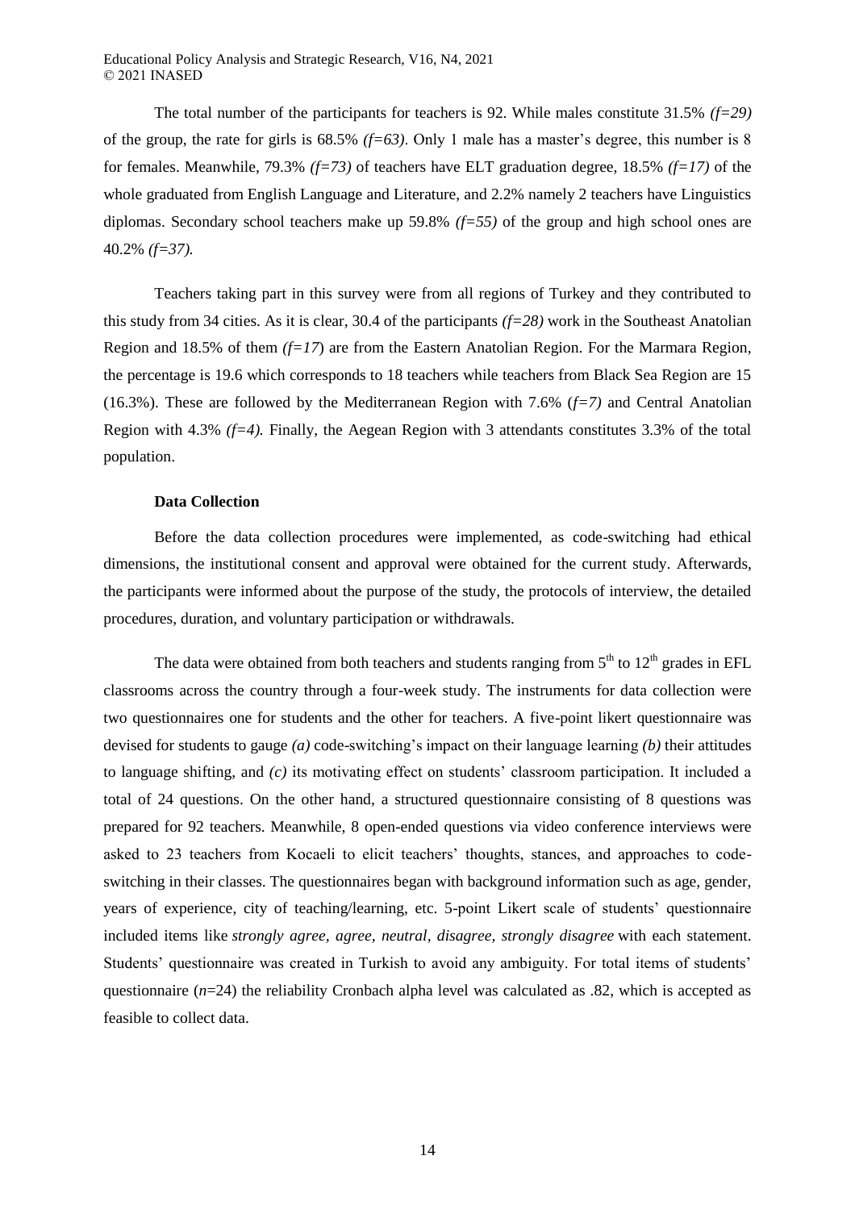The total number of the participants for teachers is 92. While males constitute 31.5% *(f=29)* of the group, the rate for girls is 68.5% *(f=63)*. Only 1 male has a master's degree, this number is 8 for females. Meanwhile, 79.3% *(f=73)* of teachers have ELT graduation degree, 18.5% *(f=17)* of the whole graduated from English Language and Literature, and 2.2% namely 2 teachers have Linguistics diplomas. Secondary school teachers make up 59.8% *(f=55)* of the group and high school ones are 40.2% *(f=37).*

Teachers taking part in this survey were from all regions of Turkey and they contributed to this study from 34 cities. As it is clear, 30.4 of the participants *(f=28)* work in the Southeast Anatolian Region and 18.5% of them *(f=17)* are from the Eastern Anatolian Region. For the Marmara Region, the percentage is 19.6 which corresponds to 18 teachers while teachers from Black Sea Region are 15 (16.3%). These are followed by the Mediterranean Region with 7.6% (*f=7)* and Central Anatolian Region with 4.3% *(f=4).* Finally, the Aegean Region with 3 attendants constitutes 3.3% of the total population.

### Data Collection

Before the data collection procedures were implemented, as code-switching had ethical dimensions, the institutional consent and approval were obtained for the current study. Afterwards, the participants were informed about the purpose of the study, the protocols of interview, the detailed procedures, duration, and voluntary participation or withdrawals.

The data were obtained from both teachers and students ranging from 5th to 12th grades in EFL classrooms across the country through a four-week study. The instruments for data collection were two questionnaires one for students and the other for teachers. A five-point likert questionnaire was devised for students to gauge *(a)* code-switching's impact on their language learning *(b)* their attitudes to language shifting, and *(c)* its motivating effect on students' classroom participation. It included a total of 24 questions. On the other hand, a structured questionnaire consisting of 8 questions was prepared for 92 teachers. Meanwhile, 8 open-ended questions via video conference interviews were asked to 23 teachers from Kocaeli to elicit teachers' thoughts, stances, and approaches to code-switching in their classes. The questionnaires began with background information such as age, gender, years of experience, city of teaching/learning, etc. 5-point Likert scale of students' questionnaire included items like *strongly agree, agree, neutral, disagree, strongly disagree* with each statement. Students' questionnaire was created in Turkish to avoid any ambiguity. For total items of students' questionnaire ($n$=24) the reliability Cronbach alpha level was calculated as .82, which is accepted as feasible to collect data.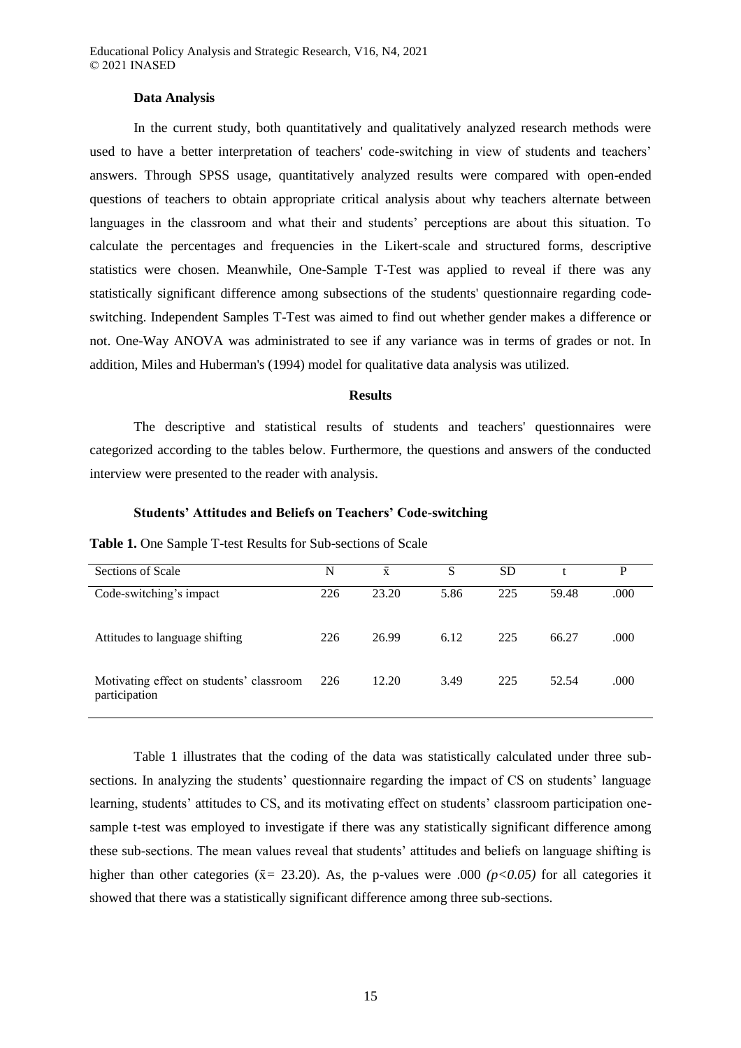## Data Analysis

In the current study, both quantitatively and qualitatively analyzed research methods were used to have a better interpretation of teachers' code-switching in view of students and teachers' answers. Through SPSS usage, quantitatively analyzed results were compared with open-ended questions of teachers to obtain appropriate critical analysis about why teachers alternate between languages in the classroom and what their and students' perceptions are about this situation. To calculate the percentages and frequencies in the Likert-scale and structured forms, descriptive statistics were chosen. Meanwhile, One-Sample T-Test was applied to reveal if there was any statistically significant difference among subsections of the students' questionnaire regarding code-switching. Independent Samples T-Test was aimed to find out whether gender makes a difference or not. One-Way ANOVA was administrated to see if any variance was in terms of grades or not. In addition, Miles and Huberman's (1994) model for qualitative data analysis was utilized.

## Results

The descriptive and statistical results of students and teachers' questionnaires were categorized according to the tables below. Furthermore, the questions and answers of the conducted interview were presented to the reader with analysis.

### Students' Attitudes and Beliefs on Teachers' Code-switching

**Table 1.** One Sample T-test Results for Sub-sections of Scale

| Sections of Scale | N | $\bar{x}$ | S | SD | t | P |
|---|---|---|---|---|---|---|
| Code-switching's impact | 226 | 23.20 | 5.86 | 225 | 59.48 | .000 |
| Attitudes to language shifting | 226 | 26.99 | 6.12 | 225 | 66.27 | .000 |
| Motivating effect on students' classroom participation | 226 | 12.20 | 3.49 | 225 | 52.54 | .000 |

Table 1 illustrates that the coding of the data was statistically calculated under three sub-sections. In analyzing the students' questionnaire regarding the impact of CS on students' language learning, students' attitudes to CS, and its motivating effect on students' classroom participation one-sample t-test was employed to investigate if there was any statistically significant difference among these sub-sections. The mean values reveal that students' attitudes and beliefs on language shifting is higher than other categories ($\bar{x}$= 23.20). As, the p-values were .000 *($p<0.05$)* for all categories it showed that there was a statistically significant difference among three sub-sections.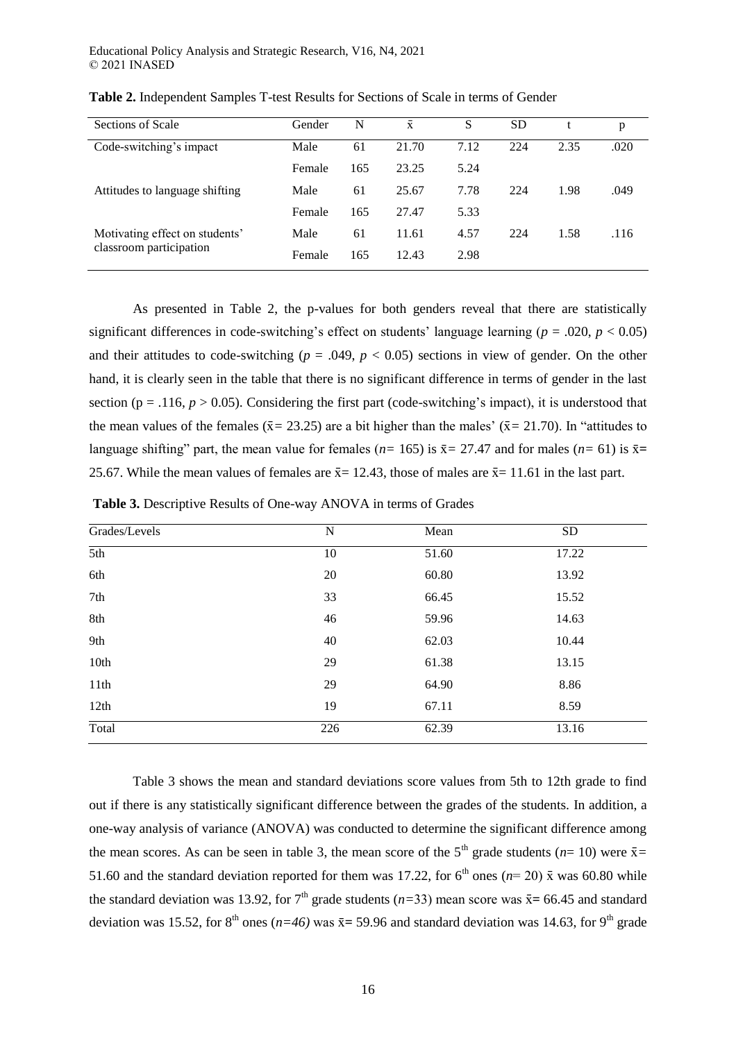**Table 2.** Independent Samples T-test Results for Sections of Scale in terms of Gender

| Sections of Scale | Gender | N | $\bar{x}$ | S | SD | t | p |
|---|---|---|---|---|---|---|---|
| Code-switching's impact | Male | 61 | 21.70 | 7.12 | 224 | 2.35 | .020 |
| | Female | 165 | 23.25 | 5.24 | | | |
| Attitudes to language shifting | Male | 61 | 25.67 | 7.78 | 224 | 1.98 | .049 |
| | Female | 165 | 27.47 | 5.33 | | | |
| Motivating effect on students' classroom participation | Male | 61 | 11.61 | 4.57 | 224 | 1.58 | .116 |
| | Female | 165 | 12.43 | 2.98 | | | |

As presented in Table 2, the p-values for both genders reveal that there are statistically significant differences in code-switching's effect on students' language learning ($p$ = .020, $p < 0.05$) and their attitudes to code-switching ($p$ = .049, $p < 0.05$) sections in view of gender. On the other hand, it is clearly seen in the table that there is no significant difference in terms of gender in the last section (p = .116, $p > 0.05$). Considering the first part (code-switching's impact), it is understood that the mean values of the females ($\bar{x}$= 23.25) are a bit higher than the males' ($\bar{x}$= 21.70). In "attitudes to language shifting" part, the mean value for females ($n$= 165) is $\bar{x}$= 27.47 and for males ($n$= 61) is $\bar{x}$= 25.67. While the mean values of females are $\bar{x}$= 12.43, those of males are $\bar{x}$= 11.61 in the last part.

**Table 3.** Descriptive Results of One-way ANOVA in terms of Grades

| Grades/Levels | N | Mean | SD |
|---|---|---|---|
| 5th | 10 | 51.60 | 17.22 |
| 6th | 20 | 60.80 | 13.92 |
| 7th | 33 | 66.45 | 15.52 |
| 8th | 46 | 59.96 | 14.63 |
| 9th | 40 | 62.03 | 10.44 |
| 10th | 29 | 61.38 | 13.15 |
| 11th | 29 | 64.90 | 8.86 |
| 12th | 19 | 67.11 | 8.59 |
| Total | 226 | 62.39 | 13.16 |

Table 3 shows the mean and standard deviations score values from 5th to 12th grade to find out if there is any statistically significant difference between the grades of the students. In addition, a one-way analysis of variance (ANOVA) was conducted to determine the significant difference among the mean scores. As can be seen in table 3, the mean score of the 5th grade students ($n$= 10) were $\bar{x}$= 51.60 and the standard deviation reported for them was 17.22, for 6th ones ($n$= 20) $\bar{x}$ was 60.80 while the standard deviation was 13.92, for 7th grade students ($n$=33) mean score was $\bar{x}$= 66.45 and standard deviation was 15.52, for 8th ones ($n$=46) was $\bar{x}$= 59.96 and standard deviation was 14.63, for 9th grade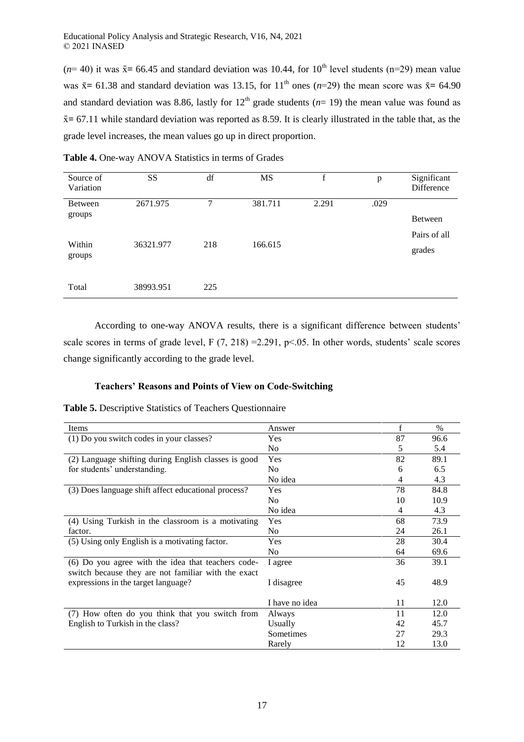($n$= 40) it was $\bar{x}$= 66.45 and standard deviation was 10.44, for $10^{th}$ level students (n=29) mean value was $\bar{x}$= 61.38 and standard deviation was 13.15, for $11^{th}$ ones ($n$=29) the mean score was $\bar{x}$= 64.90 and standard deviation was 8.86, lastly for $12^{th}$ grade students ($n$= 19) the mean value was found as $\bar{x}$= 67.11 while standard deviation was reported as 8.59. It is clearly illustrated in the table that, as the grade level increases, the mean values go up in direct proportion.

**Table 4.** One-way ANOVA Statistics in terms of Grades

| Source of Variation | SS | df | MS | f | p | Significant Difference |
|---|---|---|---|---|---|---|
| Between groups | 2671.975 | 7 | 381.711 | 2.291 | .029 | Between Pairs of all grades |
| Within groups | 36321.977 | 218 | 166.615 | | | |
| Total | 38993.951 | 225 | | | | |

According to one-way ANOVA results, there is a significant difference between students' scale scores in terms of grade level, $F(7, 218) = 2.291$, $p<.05$. In other words, students' scale scores change significantly according to the grade level.

### Teachers' Reasons and Points of View on Code-Switching

**Table 5.** Descriptive Statistics of Teachers Questionnaire

| Items | Answer | f | % |
|---|---|---|---|
| (1) Do you switch codes in your classes? | Yes | 87 | 96.6 |
| | No | 5 | 5.4 |
| (2) Language shifting during English classes is good for students' understanding. | Yes | 82 | 89.1 |
| | No | 6 | 6.5 |
| | No idea | 4 | 4.3 |
| (3) Does language shift affect educational process? | Yes | 78 | 84.8 |
| | No | 10 | 10.9 |
| | No idea | 4 | 4.3 |
| (4) Using Turkish in the classroom is a motivating factor. | Yes | 68 | 73.9 |
| | No | 24 | 26.1 |
| (5) Using only English is a motivating factor. | Yes | 28 | 30.4 |
| | No | 64 | 69.6 |
| (6) Do you agree with the idea that teachers code-switch because they are not familiar with the exact expressions in the target language? | I agree | 36 | 39.1 |
| | I disagree | 45 | 48.9 |
| | I have no idea | 11 | 12.0 |
| (7) How often do you think that you switch from English to Turkish in the class? | Always | 11 | 12.0 |
| | Usually | 42 | 45.7 |
| | Sometimes | 27 | 29.3 |
| | Rarely | 12 | 13.0 |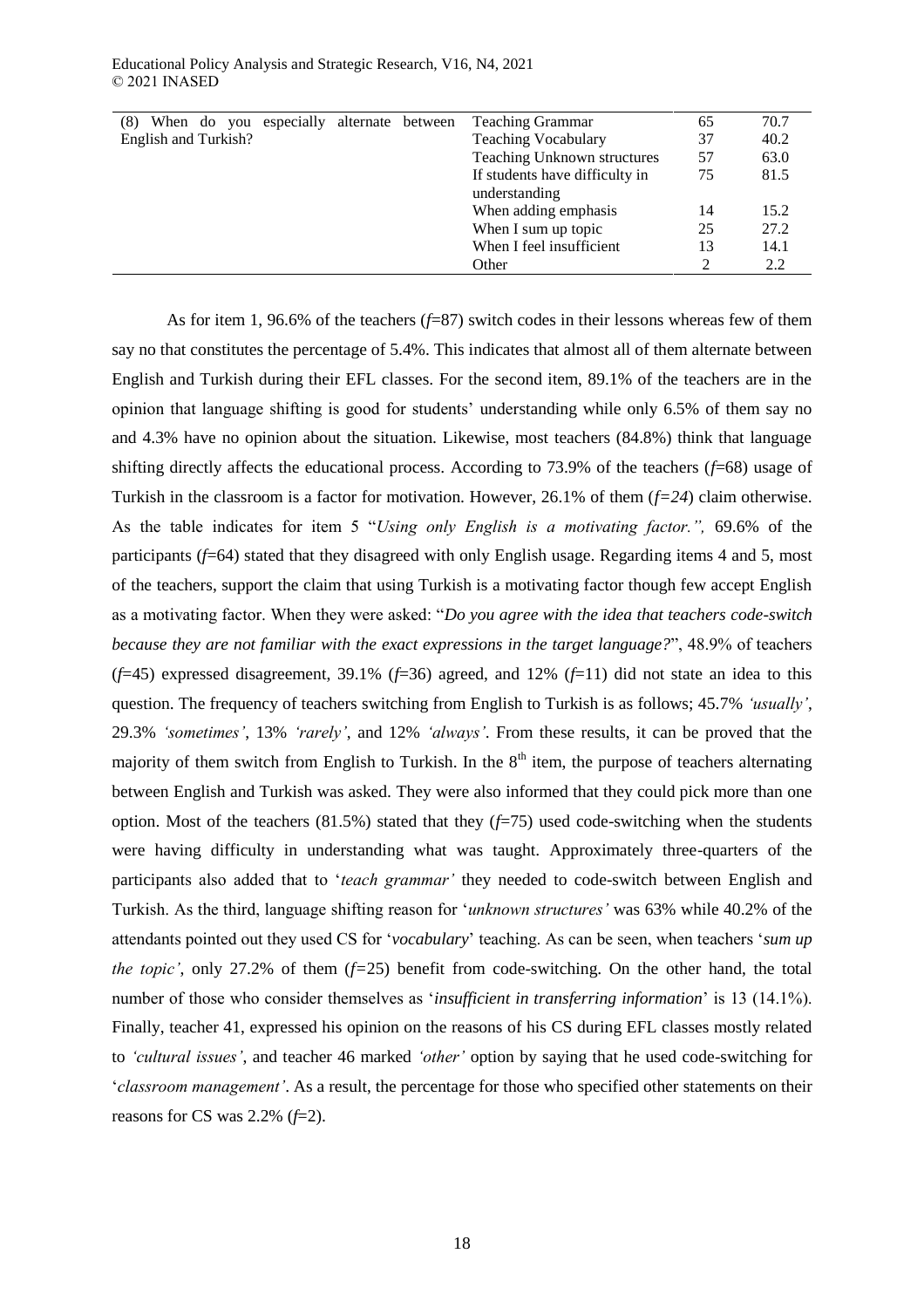| (8) When do you especially alternate between English and Turkish? | Teaching Grammar | 65 | 70.7 |
|---|---|---|---|
| | Teaching Vocabulary | 37 | 40.2 |
| | Teaching Unknown structures | 57 | 63.0 |
| | If students have difficulty in understanding | 75 | 81.5 |
| | When adding emphasis | 14 | 15.2 |
| | When I sum up topic | 25 | 27.2 |
| | When I feel insufficient | 13 | 14.1 |
| | Other | 2 | 2.2 |

As for item 1, 96.6% of the teachers (*f*=87) switch codes in their lessons whereas few of them say no that constitutes the percentage of 5.4%. This indicates that almost all of them alternate between English and Turkish during their EFL classes. For the second item, 89.1% of the teachers are in the opinion that language shifting is good for students' understanding while only 6.5% of them say no and 4.3% have no opinion about the situation. Likewise, most teachers (84.8%) think that language shifting directly affects the educational process. According to 73.9% of the teachers (*f*=68) usage of Turkish in the classroom is a factor for motivation. However, 26.1% of them (*f=24*) claim otherwise. As the table indicates for item 5 "*Using only English is a motivating factor.",* 69.6% of the participants (*f*=64) stated that they disagreed with only English usage. Regarding items 4 and 5, most of the teachers, support the claim that using Turkish is a motivating factor though few accept English as a motivating factor. When they were asked: "*Do you agree with the idea that teachers code-switch because they are not familiar with the exact expressions in the target language?*", 48.9% of teachers (*f*=45) expressed disagreement, 39.1% (*f*=36) agreed, and 12% (*f*=11) did not state an idea to this question. The frequency of teachers switching from English to Turkish is as follows; 45.7% *'usually'*, 29.3% *'sometimes'*, 13% *'rarely'*, and 12% *'always'*. From these results, it can be proved that the majority of them switch from English to Turkish. In the 8th item, the purpose of teachers alternating between English and Turkish was asked. They were also informed that they could pick more than one option. Most of the teachers (81.5%) stated that they (*f*=75) used code-switching when the students were having difficulty in understanding what was taught. Approximately three-quarters of the participants also added that to '*teach grammar'* they needed to code-switch between English and Turkish. As the third, language shifting reason for '*unknown structures'* was 63% while 40.2% of the attendants pointed out they used CS for '*vocabulary*' teaching. As can be seen, when teachers '*sum up the topic'*, only 27.2% of them (*f*=25) benefit from code-switching. On the other hand, the total number of those who consider themselves as '*insufficient in transferring information*' is 13 (14.1%). Finally, teacher 41, expressed his opinion on the reasons of his CS during EFL classes mostly related to *'cultural issues'*, and teacher 46 marked *'other'* option by saying that he used code-switching for '*classroom management'*. As a result, the percentage for those who specified other statements on their reasons for CS was 2.2% (*f*=2).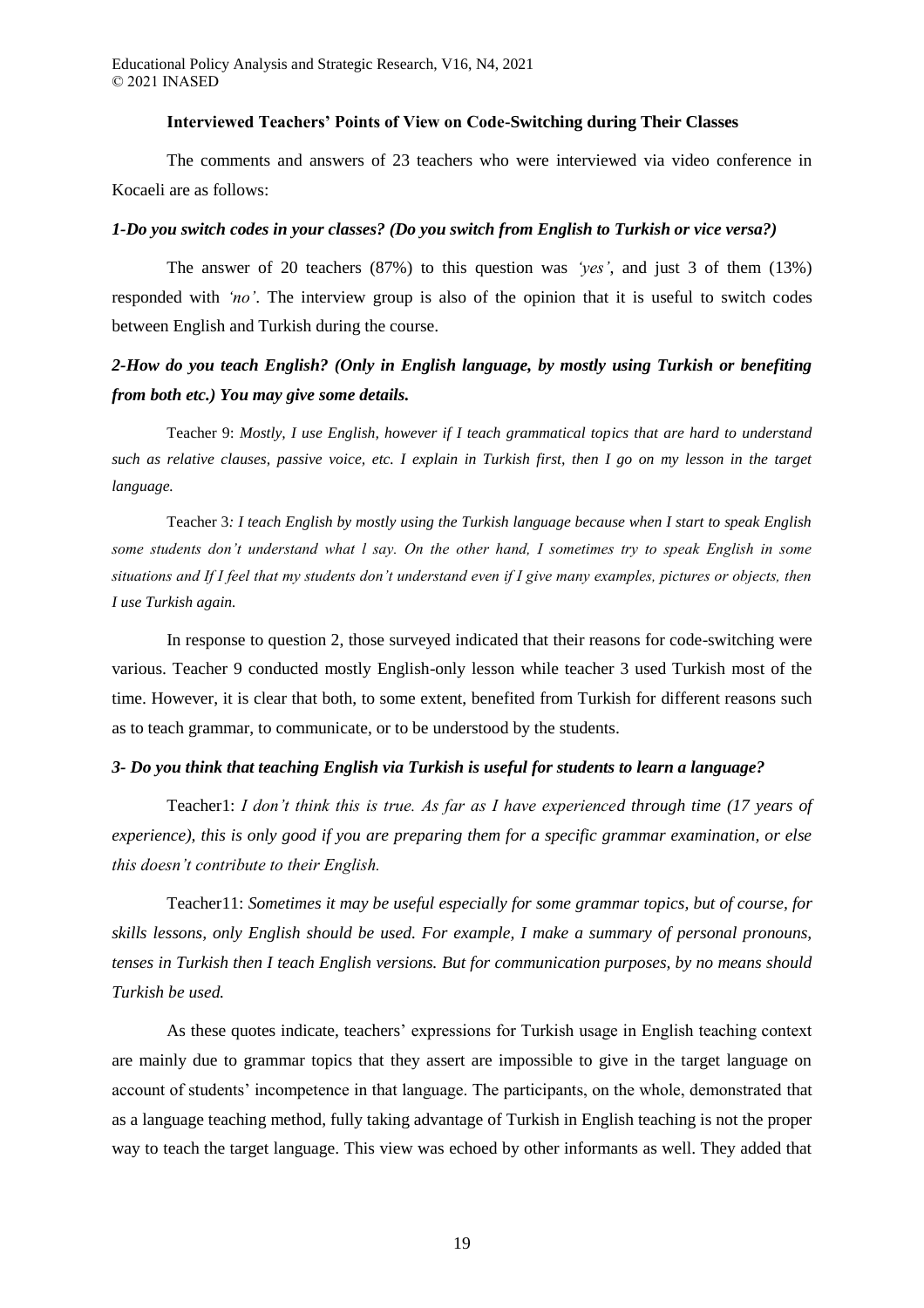**Interviewed Teachers' Points of View on Code-Switching during Their Classes**

The comments and answers of 23 teachers who were interviewed via video conference in Kocaeli are as follows:

***1-Do you switch codes in your classes? (Do you switch from English to Turkish or vice versa?)***

The answer of 20 teachers (87%) to this question was *'yes'*, and just 3 of them (13%) responded with *'no'*. The interview group is also of the opinion that it is useful to switch codes between English and Turkish during the course.

***2-How do you teach English? (Only in English language, by mostly using Turkish or benefiting from both etc.) You may give some details.***

Teacher 9: *Mostly, I use English, however if I teach grammatical topics that are hard to understand such as relative clauses, passive voice, etc. I explain in Turkish first, then I go on my lesson in the target language.*

Teacher 3*: I teach English by mostly using the Turkish language because when I start to speak English some students don't understand what I say. On the other hand, I sometimes try to speak English in some situations and If I feel that my students don't understand even if I give many examples, pictures or objects, then I use Turkish again.*

In response to question 2, those surveyed indicated that their reasons for code-switching were various. Teacher 9 conducted mostly English-only lesson while teacher 3 used Turkish most of the time. However, it is clear that both, to some extent, benefited from Turkish for different reasons such as to teach grammar, to communicate, or to be understood by the students.

***3- Do you think that teaching English via Turkish is useful for students to learn a language?***

Teacher1: *I don't think this is true. As far as I have experienced through time (17 years of experience), this is only good if you are preparing them for a specific grammar examination, or else this doesn't contribute to their English.*

Teacher11: *Sometimes it may be useful especially for some grammar topics, but of course, for skills lessons, only English should be used. For example, I make a summary of personal pronouns, tenses in Turkish then I teach English versions. But for communication purposes, by no means should Turkish be used.*

As these quotes indicate, teachers' expressions for Turkish usage in English teaching context are mainly due to grammar topics that they assert are impossible to give in the target language on account of students' incompetence in that language. The participants, on the whole, demonstrated that as a language teaching method, fully taking advantage of Turkish in English teaching is not the proper way to teach the target language. This view was echoed by other informants as well. They added that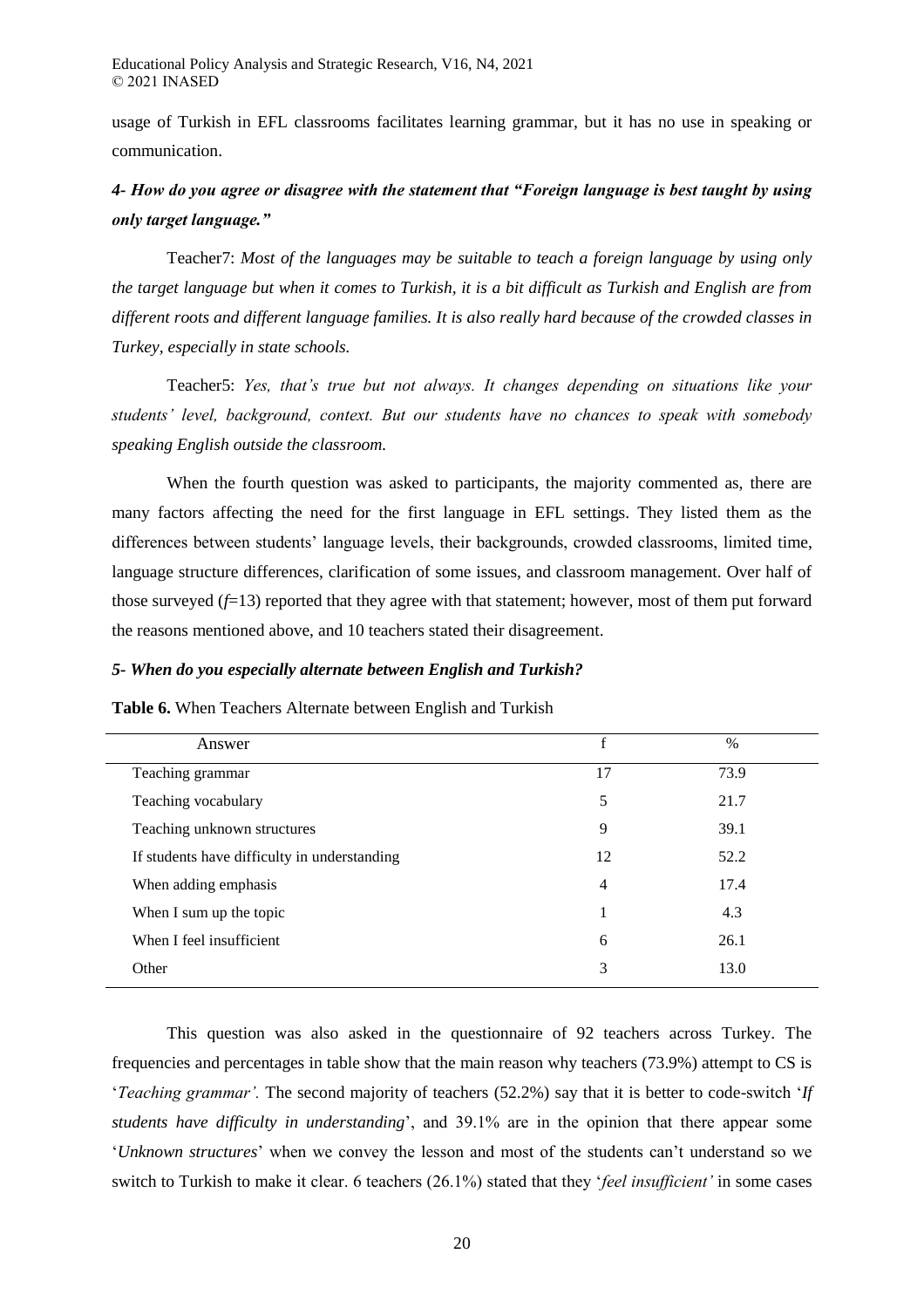usage of Turkish in EFL classrooms facilitates learning grammar, but it has no use in speaking or communication.

### *4- How do you agree or disagree with the statement that "Foreign language is best taught by using only target language."*

Teacher7: *Most of the languages may be suitable to teach a foreign language by using only the target language but when it comes to Turkish, it is a bit difficult as Turkish and English are from different roots and different language families. It is also really hard because of the crowded classes in Turkey, especially in state schools.*

Teacher5: *Yes, that's true but not always. It changes depending on situations like your students' level, background, context. But our students have no chances to speak with somebody speaking English outside the classroom.*

When the fourth question was asked to participants, the majority commented as, there are many factors affecting the need for the first language in EFL settings. They listed them as the differences between students' language levels, their backgrounds, crowded classrooms, limited time, language structure differences, clarification of some issues, and classroom management. Over half of those surveyed (*f*=13) reported that they agree with that statement; however, most of them put forward the reasons mentioned above, and 10 teachers stated their disagreement.

### *5- When do you especially alternate between English and Turkish?*

**Table 6.** When Teachers Alternate between English and Turkish

| Answer | f | % |
|---|---|---|
| Teaching grammar | 17 | 73.9 |
| Teaching vocabulary | 5 | 21.7 |
| Teaching unknown structures | 9 | 39.1 |
| If students have difficulty in understanding | 12 | 52.2 |
| When adding emphasis | 4 | 17.4 |
| When I sum up the topic | 1 | 4.3 |
| When I feel insufficient | 6 | 26.1 |
| Other | 3 | 13.0 |

This question was also asked in the questionnaire of 92 teachers across Turkey. The frequencies and percentages in table show that the main reason why teachers (73.9%) attempt to CS is '*Teaching grammar'.* The second majority of teachers (52.2%) say that it is better to code-switch '*If students have difficulty in understanding*', and 39.1% are in the opinion that there appear some '*Unknown structures*' when we convey the lesson and most of the students can't understand so we switch to Turkish to make it clear. 6 teachers (26.1%) stated that they '*feel insufficient'* in some cases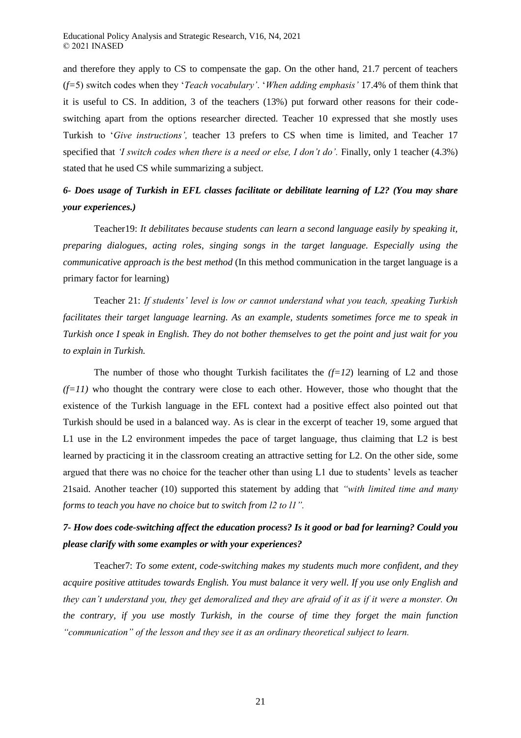and therefore they apply to CS to compensate the gap. On the other hand, 21.7 percent of teachers (*f*=5) switch codes when they '*Teach vocabulary'*. '*When adding emphasis'* 17.4% of them think that it is useful to CS. In addition, 3 of the teachers (13%) put forward other reasons for their code-switching apart from the options researcher directed. Teacher 10 expressed that she mostly uses Turkish to '*Give instructions',* teacher 13 prefers to CS when time is limited, and Teacher 17 specified that *'I switch codes when there is a need or else, I don't do'.* Finally, only 1 teacher (4.3%) stated that he used CS while summarizing a subject.

### *6- Does usage of Turkish in EFL classes facilitate or debilitate learning of L2? (You may share your experiences.)*

Teacher19: *It debilitates because students can learn a second language easily by speaking it, preparing dialogues, acting roles, singing songs in the target language. Especially using the communicative approach is the best method* (In this method communication in the target language is a primary factor for learning)

Teacher 21: *If students' level is low or cannot understand what you teach, speaking Turkish facilitates their target language learning. As an example, students sometimes force me to speak in Turkish once I speak in English. They do not bother themselves to get the point and just wait for you to explain in Turkish.*

The number of those who thought Turkish facilitates the *(f=12*) learning of L2 and those *(f=11)* who thought the contrary were close to each other. However, those who thought that the existence of the Turkish language in the EFL context had a positive effect also pointed out that Turkish should be used in a balanced way. As is clear in the excerpt of teacher 19, some argued that L1 use in the L2 environment impedes the pace of target language, thus claiming that L2 is best learned by practicing it in the classroom creating an attractive setting for L2. On the other side, some argued that there was no choice for the teacher other than using L1 due to students' levels as teacher 21said. Another teacher (10) supported this statement by adding that *"with limited time and many forms to teach you have no choice but to switch from l2 to l1".*

### *7- How does code-switching affect the education process? Is it good or bad for learning? Could you please clarify with some examples or with your experiences?*

Teacher7: *To some extent, code-switching makes my students much more confident, and they acquire positive attitudes towards English. You must balance it very well. If you use only English and they can't understand you, they get demoralized and they are afraid of it as if it were a monster. On the contrary, if you use mostly Turkish, in the course of time they forget the main function "communication" of the lesson and they see it as an ordinary theoretical subject to learn.*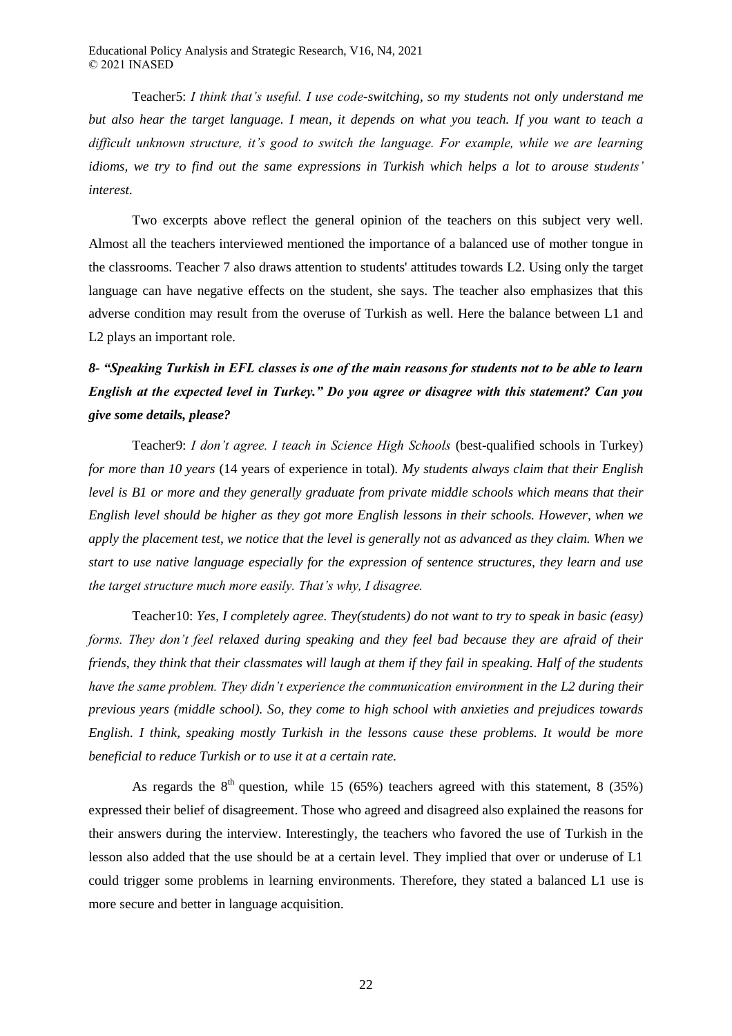Teacher5: *I think that's useful. I use code-switching, so my students not only understand me but also hear the target language. I mean, it depends on what you teach. If you want to teach a difficult unknown structure, it's good to switch the language. For example, while we are learning idioms, we try to find out the same expressions in Turkish which helps a lot to arouse students' interest.*

Two excerpts above reflect the general opinion of the teachers on this subject very well. Almost all the teachers interviewed mentioned the importance of a balanced use of mother tongue in the classrooms. Teacher 7 also draws attention to students' attitudes towards L2. Using only the target language can have negative effects on the student, she says. The teacher also emphasizes that this adverse condition may result from the overuse of Turkish as well. Here the balance between L1 and L2 plays an important role.

***8- "Speaking Turkish in EFL classes is one of the main reasons for students not to be able to learn English at the expected level in Turkey." Do you agree or disagree with this statement? Can you give some details, please?***

Teacher9: *I don't agree. I teach in Science High Schools* (best-qualified schools in Turkey) *for more than 10 years* (14 years of experience in total). *My students always claim that their English level is B1 or more and they generally graduate from private middle schools which means that their English level should be higher as they got more English lessons in their schools. However, when we apply the placement test, we notice that the level is generally not as advanced as they claim. When we start to use native language especially for the expression of sentence structures, they learn and use the target structure much more easily. That's why, I disagree.*

Teacher10: *Yes, I completely agree. They(students) do not want to try to speak in basic (easy) forms. They don't feel relaxed during speaking and they feel bad because they are afraid of their friends, they think that their classmates will laugh at them if they fail in speaking. Half of the students have the same problem. They didn't experience the communication environment in the L2 during their previous years (middle school). So, they come to high school with anxieties and prejudices towards English. I think, speaking mostly Turkish in the lessons cause these problems. It would be more beneficial to reduce Turkish or to use it at a certain rate.*

As regards the 8th question, while 15 (65%) teachers agreed with this statement, 8 (35%) expressed their belief of disagreement. Those who agreed and disagreed also explained the reasons for their answers during the interview. Interestingly, the teachers who favored the use of Turkish in the lesson also added that the use should be at a certain level. They implied that over or underuse of L1 could trigger some problems in learning environments. Therefore, they stated a balanced L1 use is more secure and better in language acquisition.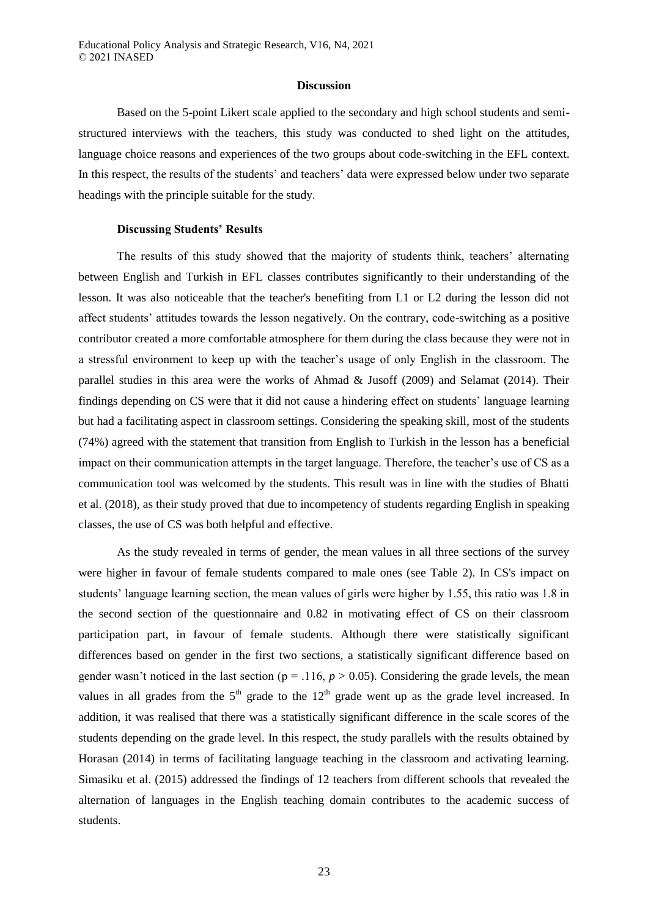## Discussion

Based on the 5-point Likert scale applied to the secondary and high school students and semi-structured interviews with the teachers, this study was conducted to shed light on the attitudes, language choice reasons and experiences of the two groups about code-switching in the EFL context. In this respect, the results of the students' and teachers' data were expressed below under two separate headings with the principle suitable for the study.

### Discussing Students' Results

The results of this study showed that the majority of students think, teachers' alternating between English and Turkish in EFL classes contributes significantly to their understanding of the lesson. It was also noticeable that the teacher's benefiting from L1 or L2 during the lesson did not affect students' attitudes towards the lesson negatively. On the contrary, code-switching as a positive contributor created a more comfortable atmosphere for them during the class because they were not in a stressful environment to keep up with the teacher's usage of only English in the classroom. The parallel studies in this area were the works of Ahmad & Jusoff (2009) and Selamat (2014). Their findings depending on CS were that it did not cause a hindering effect on students' language learning but had a facilitating aspect in classroom settings. Considering the speaking skill, most of the students (74%) agreed with the statement that transition from English to Turkish in the lesson has a beneficial impact on their communication attempts in the target language. Therefore, the teacher's use of CS as a communication tool was welcomed by the students. This result was in line with the studies of Bhatti et al. (2018), as their study proved that due to incompetency of students regarding English in speaking classes, the use of CS was both helpful and effective.

As the study revealed in terms of gender, the mean values in all three sections of the survey were higher in favour of female students compared to male ones (see Table 2). In CS's impact on students' language learning section, the mean values of girls were higher by 1.55, this ratio was 1.8 in the second section of the questionnaire and 0.82 in motivating effect of CS on their classroom participation part, in favour of female students. Although there were statistically significant differences based on gender in the first two sections, a statistically significant difference based on gender wasn't noticed in the last section ($p = .116$, $p > 0.05$). Considering the grade levels, the mean values in all grades from the $5^{th}$ grade to the $12^{th}$ grade went up as the grade level increased. In addition, it was realised that there was a statistically significant difference in the scale scores of the students depending on the grade level. In this respect, the study parallels with the results obtained by Horasan (2014) in terms of facilitating language teaching in the classroom and activating learning. Simasiku et al. (2015) addressed the findings of 12 teachers from different schools that revealed the alternation of languages in the English teaching domain contributes to the academic success of students.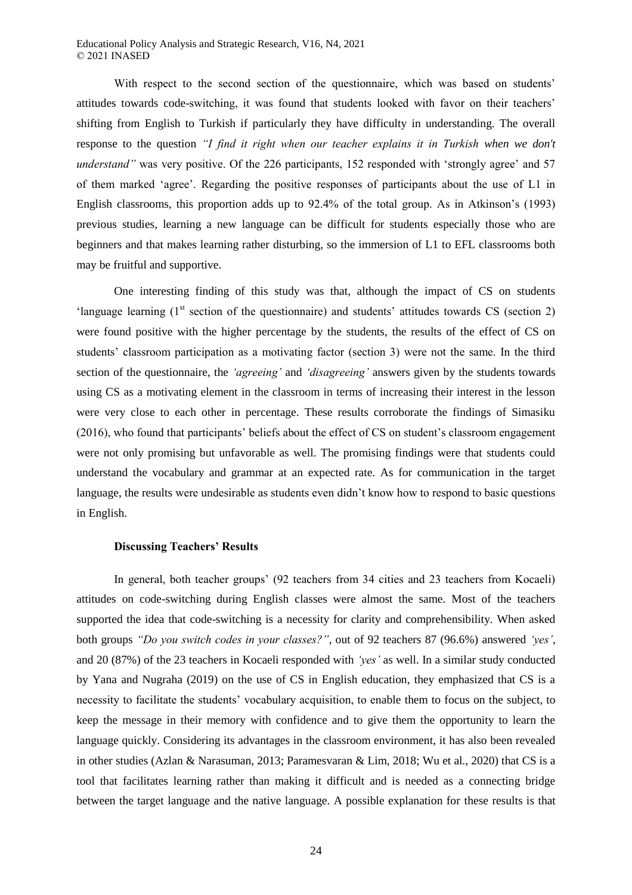With respect to the second section of the questionnaire, which was based on students' attitudes towards code-switching, it was found that students looked with favor on their teachers' shifting from English to Turkish if particularly they have difficulty in understanding. The overall response to the question *"I find it right when our teacher explains it in Turkish when we don't understand"* was very positive. Of the 226 participants, 152 responded with 'strongly agree' and 57 of them marked 'agree'. Regarding the positive responses of participants about the use of L1 in English classrooms, this proportion adds up to 92.4% of the total group. As in Atkinson's (1993) previous studies, learning a new language can be difficult for students especially those who are beginners and that makes learning rather disturbing, so the immersion of L1 to EFL classrooms both may be fruitful and supportive.

One interesting finding of this study was that, although the impact of CS on students 'language learning (1st section of the questionnaire) and students' attitudes towards CS (section 2) were found positive with the higher percentage by the students, the results of the effect of CS on students' classroom participation as a motivating factor (section 3) were not the same. In the third section of the questionnaire, the *'agreeing'* and *'disagreeing'* answers given by the students towards using CS as a motivating element in the classroom in terms of increasing their interest in the lesson were very close to each other in percentage. These results corroborate the findings of Simasiku (2016), who found that participants' beliefs about the effect of CS on student's classroom engagement were not only promising but unfavorable as well. The promising findings were that students could understand the vocabulary and grammar at an expected rate. As for communication in the target language, the results were undesirable as students even didn't know how to respond to basic questions in English.

**Discussing Teachers' Results**

In general, both teacher groups' (92 teachers from 34 cities and 23 teachers from Kocaeli) attitudes on code-switching during English classes were almost the same. Most of the teachers supported the idea that code-switching is a necessity for clarity and comprehensibility. When asked both groups *"Do you switch codes in your classes?"*, out of 92 teachers 87 (96.6%) answered *'yes'*, and 20 (87%) of the 23 teachers in Kocaeli responded with *'yes'* as well. In a similar study conducted by Yana and Nugraha (2019) on the use of CS in English education, they emphasized that CS is a necessity to facilitate the students' vocabulary acquisition, to enable them to focus on the subject, to keep the message in their memory with confidence and to give them the opportunity to learn the language quickly. Considering its advantages in the classroom environment, it has also been revealed in other studies (Azlan & Narasuman, 2013; Paramesvaran & Lim, 2018; Wu et al., 2020) that CS is a tool that facilitates learning rather than making it difficult and is needed as a connecting bridge between the target language and the native language. A possible explanation for these results is that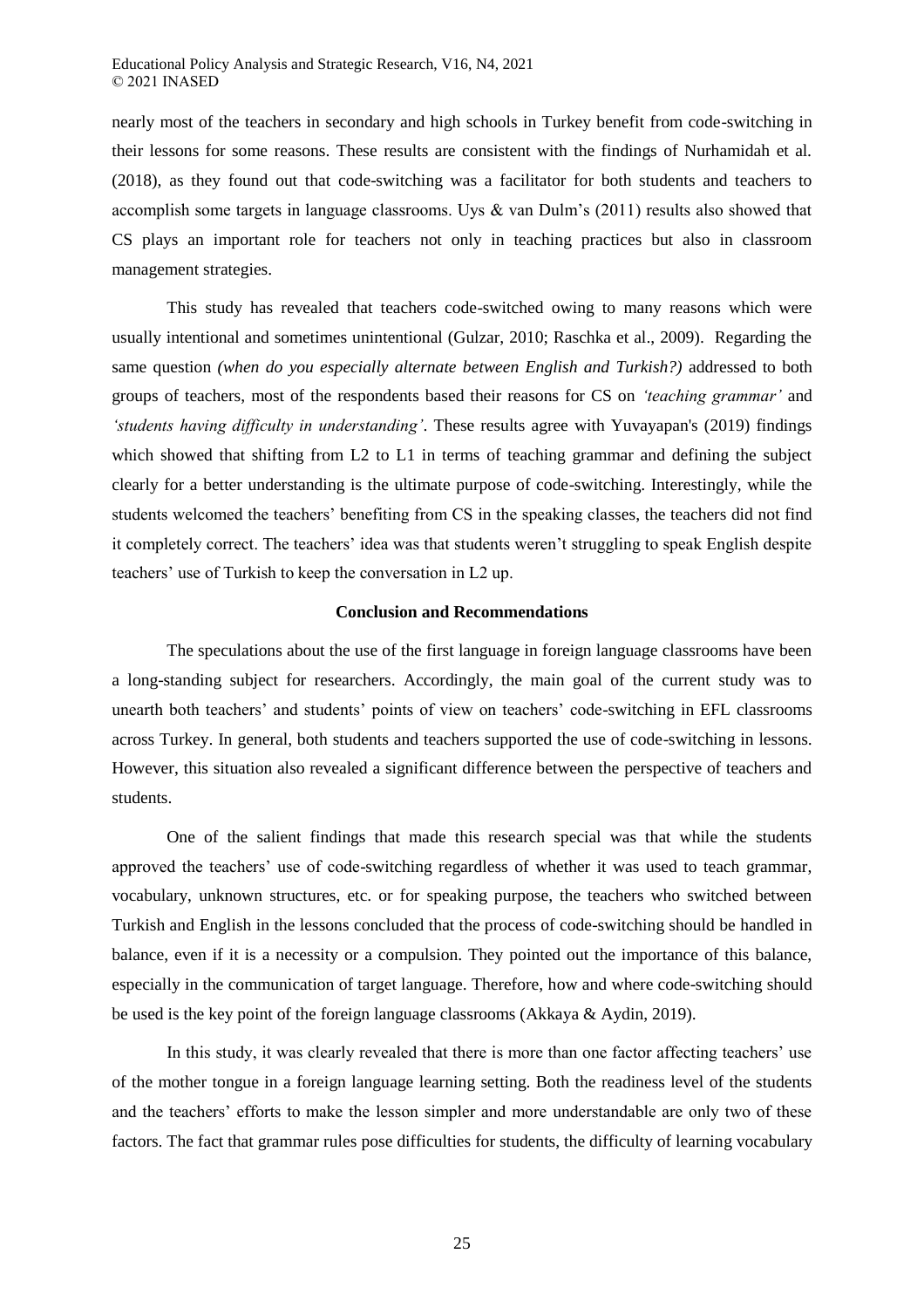nearly most of the teachers in secondary and high schools in Turkey benefit from code-switching in their lessons for some reasons. These results are consistent with the findings of Nurhamidah et al. (2018), as they found out that code-switching was a facilitator for both students and teachers to accomplish some targets in language classrooms. Uys & van Dulm's (2011) results also showed that CS plays an important role for teachers not only in teaching practices but also in classroom management strategies.

This study has revealed that teachers code-switched owing to many reasons which were usually intentional and sometimes unintentional (Gulzar, 2010; Raschka et al., 2009). Regarding the same question *(when do you especially alternate between English and Turkish?)* addressed to both groups of teachers, most of the respondents based their reasons for CS on *'teaching grammar'* and *'students having difficulty in understanding'*. These results agree with Yuvayapan's (2019) findings which showed that shifting from L2 to L1 in terms of teaching grammar and defining the subject clearly for a better understanding is the ultimate purpose of code-switching. Interestingly, while the students welcomed the teachers' benefiting from CS in the speaking classes, the teachers did not find it completely correct. The teachers' idea was that students weren't struggling to speak English despite teachers' use of Turkish to keep the conversation in L2 up.

## Conclusion and Recommendations

The speculations about the use of the first language in foreign language classrooms have been a long-standing subject for researchers. Accordingly, the main goal of the current study was to unearth both teachers' and students' points of view on teachers' code-switching in EFL classrooms across Turkey. In general, both students and teachers supported the use of code-switching in lessons. However, this situation also revealed a significant difference between the perspective of teachers and students.

One of the salient findings that made this research special was that while the students approved the teachers' use of code-switching regardless of whether it was used to teach grammar, vocabulary, unknown structures, etc. or for speaking purpose, the teachers who switched between Turkish and English in the lessons concluded that the process of code-switching should be handled in balance, even if it is a necessity or a compulsion. They pointed out the importance of this balance, especially in the communication of target language. Therefore, how and where code-switching should be used is the key point of the foreign language classrooms (Akkaya & Aydin, 2019).

In this study, it was clearly revealed that there is more than one factor affecting teachers' use of the mother tongue in a foreign language learning setting. Both the readiness level of the students and the teachers' efforts to make the lesson simpler and more understandable are only two of these factors. The fact that grammar rules pose difficulties for students, the difficulty of learning vocabulary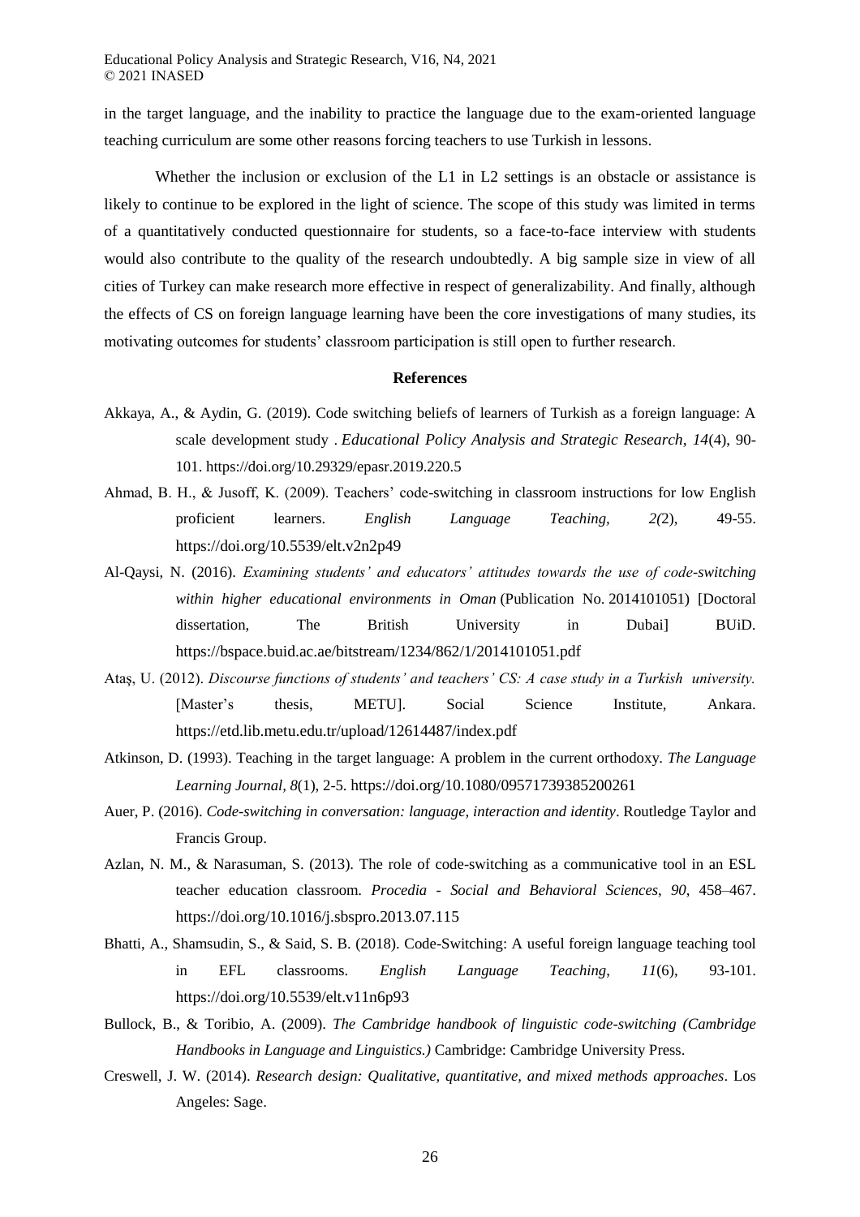in the target language, and the inability to practice the language due to the exam-oriented language teaching curriculum are some other reasons forcing teachers to use Turkish in lessons.

Whether the inclusion or exclusion of the L1 in L2 settings is an obstacle or assistance is likely to continue to be explored in the light of science. The scope of this study was limited in terms of a quantitatively conducted questionnaire for students, so a face-to-face interview with students would also contribute to the quality of the research undoubtedly. A big sample size in view of all cities of Turkey can make research more effective in respect of generalizability. And finally, although the effects of CS on foreign language learning have been the core investigations of many studies, its motivating outcomes for students' classroom participation is still open to further research.

## References

Akkaya, A., & Aydin, G. (2019). Code switching beliefs of learners of Turkish as a foreign language: A scale development study . *Educational Policy Analysis and Strategic Research, 14*(4), 90-101. https://doi.org/10.29329/epasr.2019.220.5

Ahmad, B. H., & Jusoff, K. (2009). Teachers' code-switching in classroom instructions for low English proficient learners. *English Language Teaching, 2(*2), 49-55. https://doi.org/10.5539/elt.v2n2p49

Al-Qaysi, N. (2016). *Examining students' and educators' attitudes towards the use of code-switching within higher educational environments in Oman* (Publication No. 2014101051) [Doctoral dissertation, The British University in Dubai] BUiD. https://bspace.buid.ac.ae/bitstream/1234/862/1/2014101051.pdf

Ataş, U. (2012). *Discourse functions of students' and teachers' CS: A case study in a Turkish university.* [Master's thesis, METU]. Social Science Institute, Ankara. https://etd.lib.metu.edu.tr/upload/12614487/index.pdf

Atkinson, D. (1993). Teaching in the target language: A problem in the current orthodoxy. *The Language Learning Journal, 8*(1), 2-5. https://doi.org/10.1080/09571739385200261

Auer, P. (2016). *Code-switching in conversation: language, interaction and identity*. Routledge Taylor and Francis Group.

Azlan, N. M., & Narasuman, S. (2013). The role of code-switching as a communicative tool in an ESL teacher education classroom. *Procedia - Social and Behavioral Sciences*, *90*, 458–467. https://doi.org/10.1016/j.sbspro.2013.07.115

Bhatti, A., Shamsudin, S., & Said, S. B. (2018). Code-Switching: A useful foreign language teaching tool in EFL classrooms. *English Language Teaching, 11*(6), 93-101. https://doi.org/10.5539/elt.v11n6p93

Bullock, B., & Toribio, A. (2009). *The Cambridge handbook of linguistic code-switching (Cambridge Handbooks in Language and Linguistics.)* Cambridge: Cambridge University Press.

Creswell, J. W. (2014). *Research design: Qualitative, quantitative, and mixed methods approaches*. Los Angeles: Sage.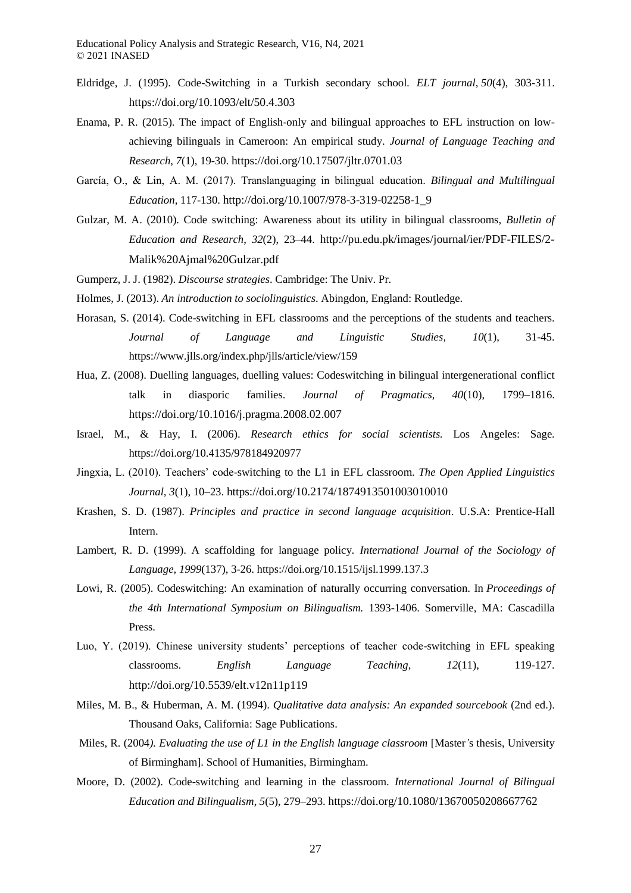Eldridge, J. (1995). Code-Switching in a Turkish secondary school. *ELT journal*, *50*(4), 303-311. https://doi.org/10.1093/elt/50.4.303

Enama, P. R. (2015). The impact of English-only and bilingual approaches to EFL instruction on low-achieving bilinguals in Cameroon: An empirical study. *Journal of Language Teaching and Research*, *7*(1), 19-30. https://doi.org/10.17507/jltr.0701.03

García, O., & Lin, A. M. (2017). Translanguaging in bilingual education. *Bilingual and Multilingual Education,* 117-130. http://doi.org/10.1007/978-3-319-02258-1_9

Gulzar, M. A. (2010). Code switching: Awareness about its utility in bilingual classrooms, *Bulletin of Education and Research*, *32*(2), 23–44. http://pu.edu.pk/images/journal/ier/PDF-FILES/2-Malik%20Ajmal%20Gulzar.pdf

Gumperz, J. J. (1982). *Discourse strategies*. Cambridge: The Univ. Pr.

Holmes, J. (2013). *An introduction to sociolinguistics*. Abingdon, England: Routledge.

Horasan, S. (2014). Code-switching in EFL classrooms and the perceptions of the students and teachers. *Journal of Language and Linguistic Studies, 10*(1), 31-45. https://www.jlls.org/index.php/jlls/article/view/159

Hua, Z. (2008). Duelling languages, duelling values: Codeswitching in bilingual intergenerational conflict talk in diasporic families. *Journal of Pragmatics*, *40*(10), 1799–1816. https://doi.org/10.1016/j.pragma.2008.02.007

Israel, M., & Hay, I. (2006). *Research ethics for social scientists.* Los Angeles: Sage. https://doi.org/10.4135/978184920977

Jingxia, L. (2010). Teachers' code-switching to the L1 in EFL classroom. *The Open Applied Linguistics Journal*, *3*(1), 10–23. https://doi.org/10.2174/1874913501003010010

Krashen, S. D. (1987). *Principles and practice in second language acquisition*. U.S.A: Prentice-Hall Intern.

Lambert, R. D. (1999). A scaffolding for language policy. *International Journal of the Sociology of Language*, *1999*(137), 3-26. https://doi.org/10.1515/ijsl.1999.137.3

Lowi, R. (2005). Codeswitching: An examination of naturally occurring conversation. In *Proceedings of the 4th International Symposium on Bilingualism.* 1393-1406. Somerville, MA: Cascadilla Press.

Luo, Y. (2019). Chinese university students' perceptions of teacher code-switching in EFL speaking classrooms. *English Language Teaching*, *12*(11), 119-127. http://doi.org/10.5539/elt.v12n11p119

Miles, M. B., & Huberman, A. M. (1994). *Qualitative data analysis: An expanded sourcebook* (2nd ed.). Thousand Oaks, California: Sage Publications.

Miles, R. (2004*). Evaluating the use of L1 in the English language classroom* [Master's thesis, University of Birmingham]. School of Humanities, Birmingham.

Moore, D. (2002). Code-switching and learning in the classroom. *International Journal of Bilingual Education and Bilingualism*, *5*(5), 279–293. https://doi.org/10.1080/13670050208667762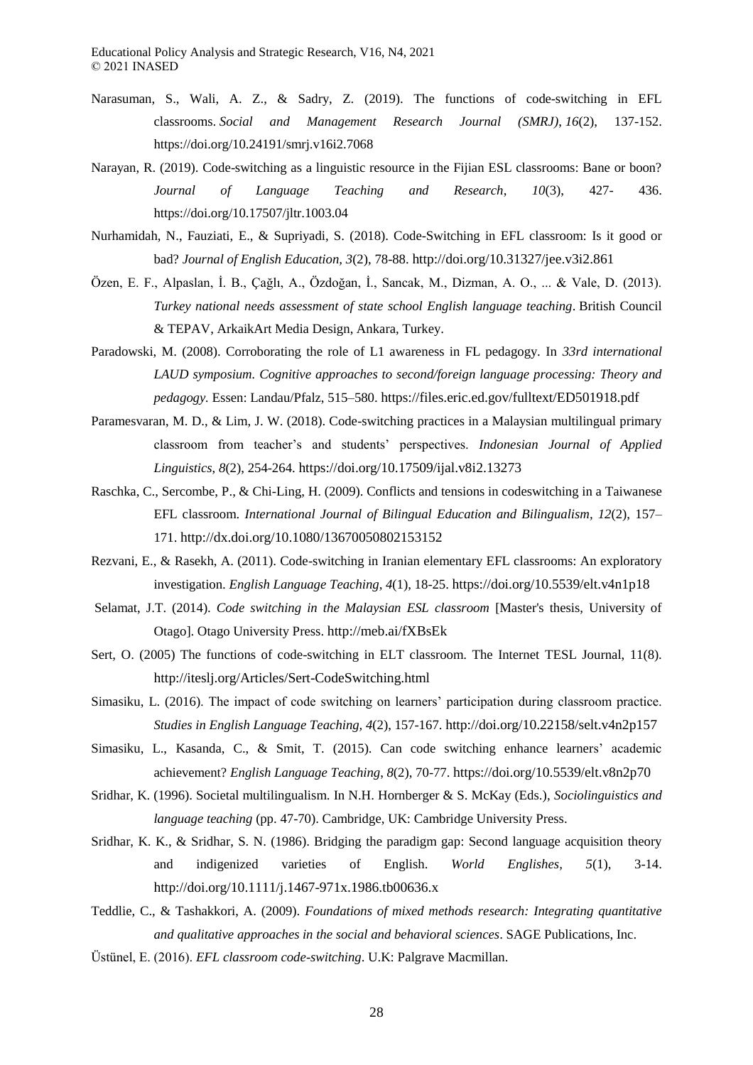Narasuman, S., Wali, A. Z., & Sadry, Z. (2019). The functions of code-switching in EFL classrooms. *Social and Management Research Journal (SMRJ)*, *16*(2), 137-152. https://doi.org/10.24191/smrj.v16i2.7068

Narayan, R. (2019). Code-switching as a linguistic resource in the Fijian ESL classrooms: Bane or boon? *Journal of Language Teaching and Research*, *10*(3), 427- 436. https://doi.org/10.17507/jltr.1003.04

Nurhamidah, N., Fauziati, E., & Supriyadi, S. (2018). Code-Switching in EFL classroom: Is it good or bad? *Journal of English Education, 3*(2), 78-88. http://doi.org/10.31327/jee.v3i2.861

Özen, E. F., Alpaslan, İ. B., Çağlı, A., Özdoğan, İ., Sancak, M., Dizman, A. O., ... & Vale, D. (2013). *Turkey national needs assessment of state school English language teaching*. British Council & TEPAV, ArkaikArt Media Design, Ankara, Turkey.

Paradowski, M. (2008). Corroborating the role of L1 awareness in FL pedagogy. In *33rd international LAUD symposium. Cognitive approaches to second/foreign language processing: Theory and pedagogy.* Essen: Landau/Pfalz, 515–580. https://files.eric.ed.gov/fulltext/ED501918.pdf

Paramesvaran, M. D., & Lim, J. W. (2018). Code-switching practices in a Malaysian multilingual primary classroom from teacher's and students' perspectives. *Indonesian Journal of Applied Linguistics*, *8*(2), 254-264. https://doi.org/10.17509/ijal.v8i2.13273

Raschka, C., Sercombe, P., & Chi-Ling, H. (2009). Conflicts and tensions in codeswitching in a Taiwanese EFL classroom. *International Journal of Bilingual Education and Bilingualism*, *12*(2), 157–171. http://dx.doi.org/10.1080/13670050802153152

Rezvani, E., & Rasekh, A. (2011). Code-switching in Iranian elementary EFL classrooms: An exploratory investigation. *English Language Teaching*, *4*(1), 18-25. https://doi.org/10.5539/elt.v4n1p18

Selamat, J.T. (2014). *Code switching in the Malaysian ESL classroom* [Master's thesis, University of Otago]. Otago University Press. http://meb.ai/fXBsEk

Sert, O. (2005) The functions of code-switching in ELT classroom. The Internet TESL Journal, 11(8). http://iteslj.org/Articles/Sert-CodeSwitching.html

Simasiku, L. (2016). The impact of code switching on learners' participation during classroom practice. *Studies in English Language Teaching, 4*(2), 157-167. http://doi.org/10.22158/selt.v4n2p157

Simasiku, L., Kasanda, C., & Smit, T. (2015). Can code switching enhance learners' academic achievement? *English Language Teaching*, *8*(2), 70-77. https://doi.org/10.5539/elt.v8n2p70

Sridhar, K. (1996). Societal multilingualism. In N.H. Hornberger & S. McKay (Eds.), *Sociolinguistics and language teaching* (pp. 47-70). Cambridge, UK: Cambridge University Press.

Sridhar, K. K., & Sridhar, S. N. (1986). Bridging the paradigm gap: Second language acquisition theory and indigenized varieties of English. *World Englishes, 5*(1), 3-14. http://doi.org/10.1111/j.1467-971x.1986.tb00636.x

Teddlie, C., & Tashakkori, A. (2009). *Foundations of mixed methods research: Integrating quantitative and qualitative approaches in the social and behavioral sciences*. SAGE Publications, Inc.

Üstünel, E. (2016). *EFL classroom code-switching*. U.K: Palgrave Macmillan.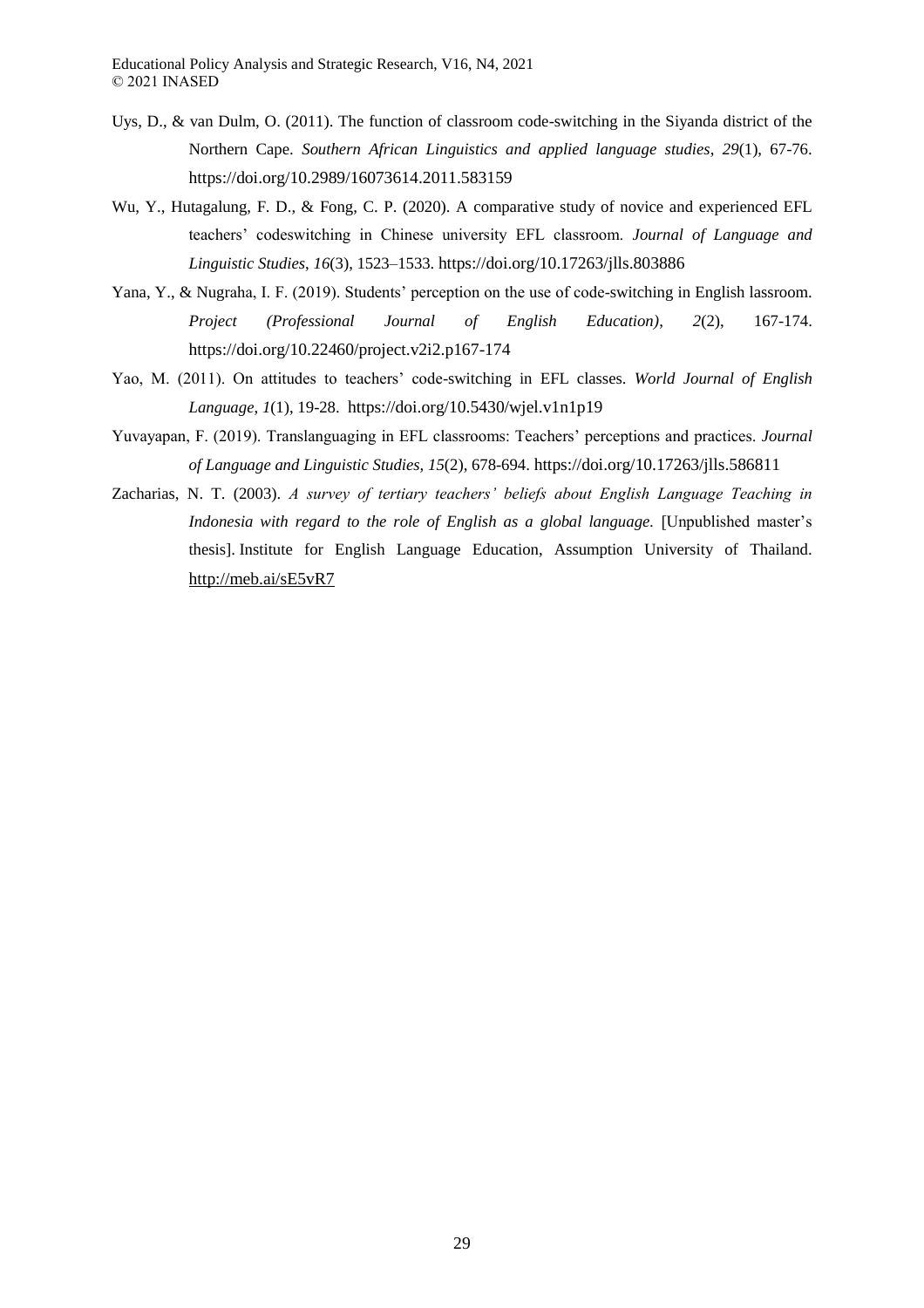Uys, D., & van Dulm, O. (2011). The function of classroom code-switching in the Siyanda district of the Northern Cape. *Southern African Linguistics and applied language studies*, *29*(1), 67-76. https://doi.org/10.2989/16073614.2011.583159

Wu, Y., Hutagalung, F. D., & Fong, C. P. (2020). A comparative study of novice and experienced EFL teachers' codeswitching in Chinese university EFL classroom. *Journal of Language and Linguistic Studies*, *16*(3), 1523–1533. https://doi.org/10.17263/jlls.803886

Yana, Y., & Nugraha, I. F. (2019). Students' perception on the use of code-switching in English lassroom. *Project (Professional Journal of English Education)*, *2*(2), 167-174. https://doi.org/10.22460/project.v2i2.p167-174

Yao, M. (2011). On attitudes to teachers' code-switching in EFL classes. *World Journal of English Language*, *1*(1), 19-28. https://doi.org/10.5430/wjel.v1n1p19

Yuvayapan, F. (2019). Translanguaging in EFL classrooms: Teachers' perceptions and practices. *Journal of Language and Linguistic Studies, 15*(2), 678-694. https://doi.org/10.17263/jlls.586811

Zacharias, N. T. (2003). *A survey of tertiary teachers' beliefs about English Language Teaching in Indonesia with regard to the role of English as a global language*. [Unpublished master's thesis]. Institute for English Language Education, Assumption University of Thailand. http://meb.ai/sE5vR7